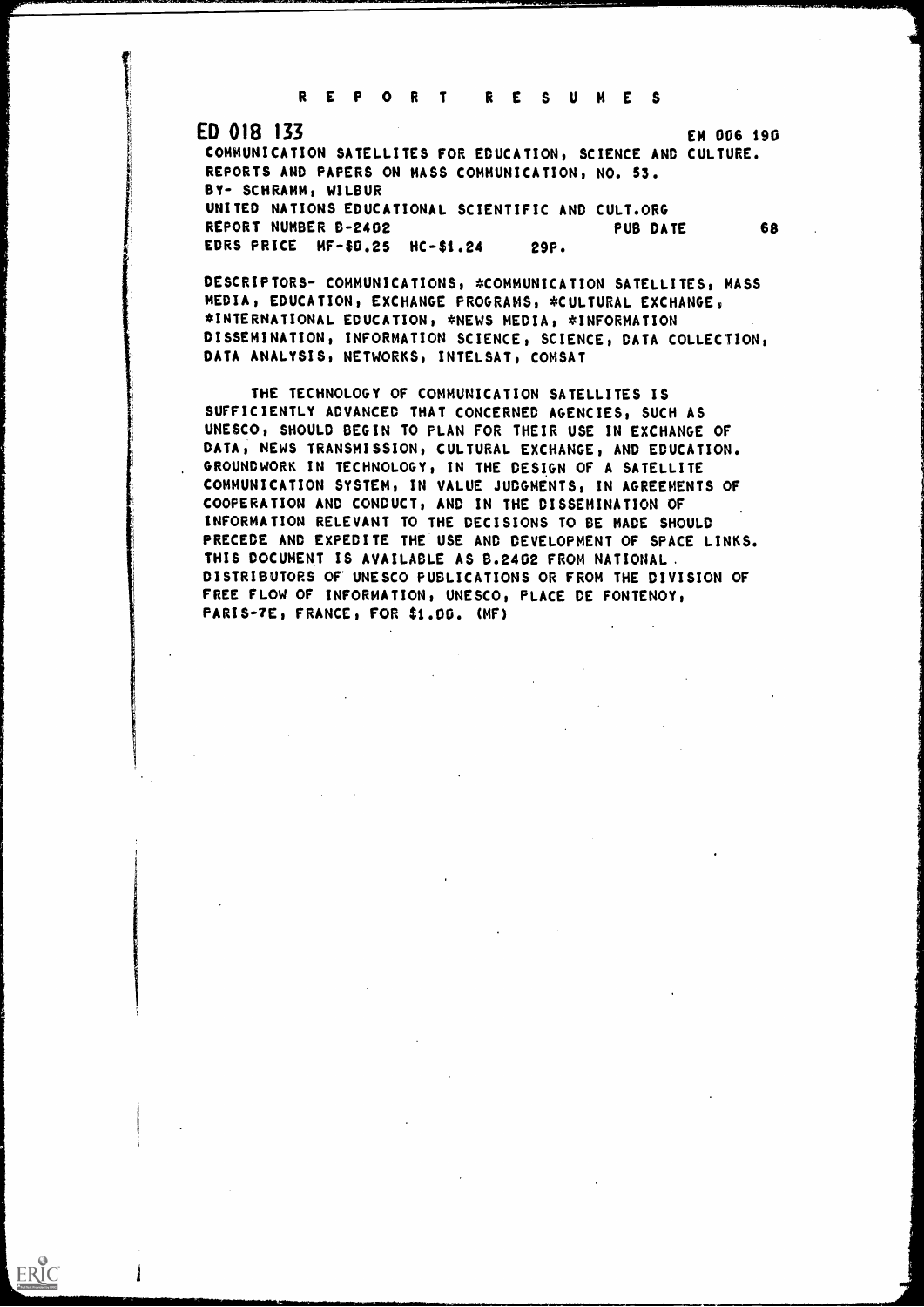# REPORT RESUMES

ED 018 133 EM 006 190

COMMUNICATION SATELLITES FOR EDUCATION, SCIENCE AND CULTURE. REPORTS AND PAPERS ON MASS COMMUNICATION, NO. 53.

BY- SCHRAMM, WILBUR

UNITED NATIONS EDUCATIONAL SCIENTIFIC AND CULT.ORG

REPORT NUMBER B-2402 PUB DATE 68

EDRS PRICE MF-$0.25 HC-$1.24 29P.

DESCRIPTORS- COMMUNICATIONS, *COMMUNICATION SATELLITES, MASS MEDIA, EDUCATION, EXCHANGE PROGRAMS, *CULTURAL EXCHANGE, *INTERNATIONAL EDUCATION, *NEWS MEDIA, *INFORMATION DISSEMINATION, INFORMATION SCIENCE, SCIENCE, DATA COLLECTION, DATA ANALYSIS, NETWORKS, INTELSAT, COMSAT

THE TECHNOLOGY OF COMMUNICATION SATELLITES IS SUFFICIENTLY ADVANCED THAT CONCERNED AGENCIES, SUCH AS UNESCO, SHOULD BEGIN TO PLAN FOR THEIR USE IN EXCHANGE OF DATA, NEWS TRANSMISSION, CULTURAL EXCHANGE, AND EDUCATION. GROUNDWORK IN TECHNOLOGY, IN THE DESIGN OF A SATELLITE COMMUNICATION SYSTEM, IN VALUE JUDGMENTS, IN AGREEMENTS OF COOPERATION AND CONDUCT, AND IN THE DISSEMINATION OF INFORMATION RELEVANT TO THE DECISIONS TO BE MADE SHOULD PRECEDE AND EXPEDITE THE USE AND DEVELOPMENT OF SPACE LINKS. THIS DOCUMENT IS AVAILABLE AS B.2402 FROM NATIONAL DISTRIBUTORS OF UNESCO PUBLICATIONS OR FROM THE DIVISION OF FREE FLOW OF INFORMATION, UNESCO, PLACE DE FONTENOY, PARIS-7E, FRANCE, FOR $1.00. (MF)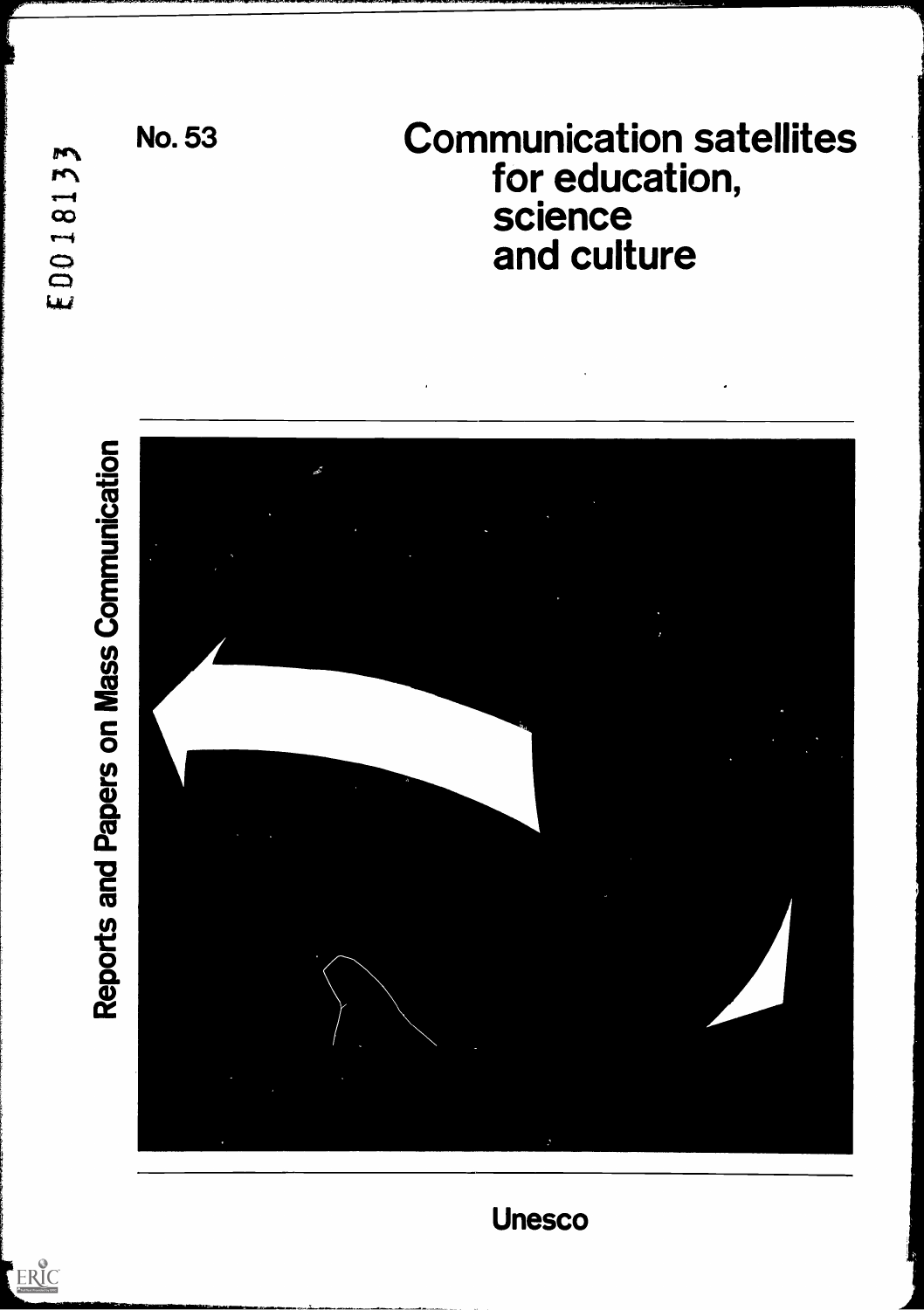No. 53

# Communication satellites for education, science and culture

Reports and Papers on Mass Communication

Unesco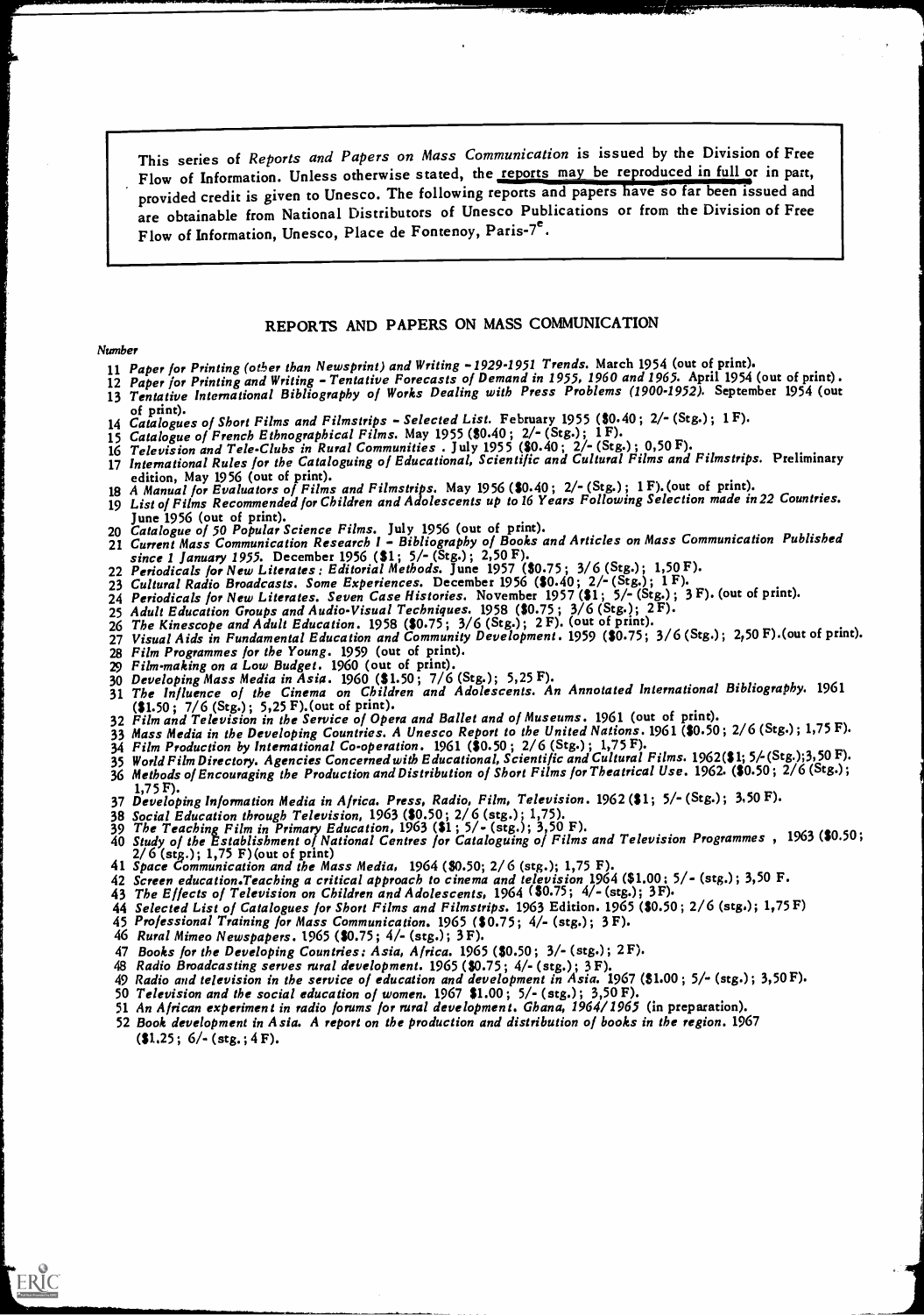This series of *Reports and Papers on Mass Communication* is issued by the Division of Free Flow of Information. Unless otherwise stated, the reports may be reproduced in full or in part, provided credit is given to Unesco. The following reports and papers have so far been issued and are obtainable from National Distributors of Unesco Publications or from the Division of Free Flow of Information, Unesco, Place de Fontenoy, Paris-7[e].

## REPORTS AND PAPERS ON MASS COMMUNICATION

*Number*

11 *Paper for Printing (other than Newsprint) and Writing - 1929-1951 Trends.* March 1954 (out of print).
12 *Paper for Printing and Writing - Tentative Forecasts of Demand in 1955, 1960 and 1965.* April 1954 (out of print).
13 *Tentative International Bibliography of Works Dealing with Press Problems (1900-1952).* September 1954 (out of print).
14 *Catalogues of Short Films and Filmstrips - Selected List.* February 1955 ($0.40; 2/- (Stg.); 1 F).
15 *Catalogue of French Ethnographical Films.* May 1955 ($0.40; 2/- (Stg.); 1 F).
16 *Television and Tele-Clubs in Rural Communities.* July 1955 ($0.40; 2/- (Stg.); 0,50 F).
17 *International Rules for the Cataloguing of Educational, Scientific and Cultural Films and Filmstrips.* Preliminary edition, May 1956 (out of print).
18 *A Manual for Evaluators of Films and Filmstrips.* May 1956 ($0.40; 2/- (Stg.); 1 F). (out of print).
19 *List of Films Recommended for Children and Adolescents up to 16 Years Following Selection made in 22 Countries.* June 1956 (out of print).
20 *Catalogue of 50 Popular Science Films.* July 1956 (out of print).
21 *Current Mass Communication Research I - Bibliography of Books and Articles on Mass Communication Published since 1 January 1955.* December 1956 ($1; 5/- (Stg.); 2,50 F).
22 *Periodicals for New Literates: Editorial Methods.* June 1957 ($0.75; 3/6 (Stg.); 1,50 F).
23 *Cultural Radio Broadcasts. Some Experiences.* December 1956 ($0.40; 2/- (Stg.); 1 F).
24 *Periodicals for New Literates. Seven Case Histories.* November 1957 ($1; 5/- (Stg.); 3 F). (out of print).
25 *Adult Education Groups and Audio-Visual Techniques.* 1958 ($0.75; 3/6 (Stg.); 2 F).
26 *The Kinescope and Adult Education.* 1958 ($0.75; 3/6 (Stg.); 2 F). (out of print).
27 *Visual Aids in Fundamental Education and Community Development.* 1959 ($0.75; 3/6 (Stg.); 2,50 F). (out of print).
28 *Film Programmes for the Young.* 1959 (out of print).
29 *Film-making on a Low Budget.* 1960 (out of print).
30 *Developing Mass Media in Asia.* 1960 ($1.50; 7/6 (Stg.); 5,25 F).
31 *The Influence of the Cinema on Children and Adolescents. An Annotated International Bibliography.* 1961 ($1.50; 7/6 (Stg.); 5,25 F). (out of print).
32 *Film and Television in the Service of Opera and Ballet and of Museums.* 1961 (out of print).
33 *Mass Media in the Developing Countries. A Unesco Report to the United Nations.* 1961 ($0.50; 2/6 (Stg.); 1,75 F).
34 *Film Production by International Co-operation.* 1961 ($0.50; 2/6 (Stg.); 1,75 F).
35 *World Film Directory. Agencies Concerned with Educational, Scientific and Cultural Films.* 1962 ($1; 5/- (Stg.); 3,50 F).
36 *Methods of Encouraging the Production and Distribution of Short Films for Theatrical Use.* 1962. ($0.50; 2/6 (Stg.); 1,75 F).
37 *Developing Information Media in Africa. Press, Radio, Film, Television.* 1962 ($1; 5/- (Stg.); 3,50 F).
38 *Social Education through Television,* 1963 ($0.50; 2/6 (stg.); 1,75).
39 *The Teaching Film in Primary Education,* 1963 ($1; 5/- (stg.); 3,50 F).
40 *Study of the Establishment of National Centres for Cataloguing of Films and Television Programmes,* 1963 ($0.50; 2/6 (stg.); 1,75 F) (out of print)
41 *Space Communication and the Mass Media,* 1964 ($0.50; 2/6 (stg.); 1,75 F).
42 *Screen education. Teaching a critical approach to cinema and television* 1964 ($1.00; 5/- (stg.); 3,50 F.
43 *The Effects of Television on Children and Adolescents,* 1964 ($0.75; 4/- (stg.); 3 F).
44 *Selected List of Catalogues for Short Films and Filmstrips.* 1963 Edition. 1965 ($0.50; 2/6 (stg.); 1,75 F)
45 *Professional Training for Mass Communication.* 1965 ($0.75; 4/- (stg.); 3 F).
46 *Rural Mimeo Newspapers.* 1965 ($0.75; 4/- (stg.); 3 F).
47 *Books for the Developing Countries: Asia, Africa.* 1965 ($0.50; 3/- (stg.); 2 F).
48 *Radio Broadcasting serves rural development.* 1965 ($0.75; 4/- (stg.); 3 F).
49 *Radio and television in the service of education and development in Asia.* 1967 ($1.00; 5/- (stg.); 3,50 F).
50 *Television and the social education of women.* 1967 $1.00; 5/- (stg.); 3,50 F).
51 *An African experiment in radio forums for rural development. Ghana, 1964/1965* (in preparation).
52 *Book development in Asia. A report on the production and distribution of books in the region.* 1967 ($1.25; 6/- (stg.; 4 F).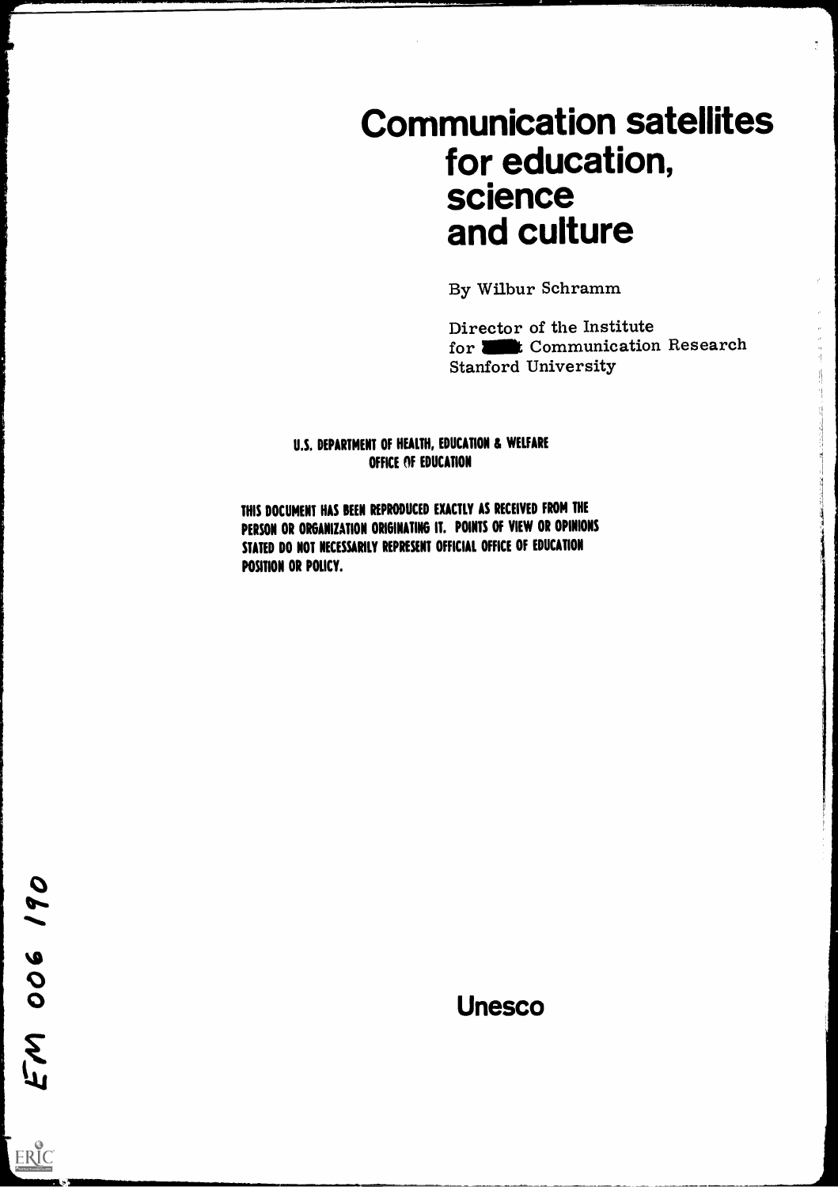# Communication satellites for education, science and culture

By Wilbur Schramm

Director of the Institute
for Communication Research
Stanford University

U.S. DEPARTMENT OF HEALTH, EDUCATION & WELFARE
OFFICE OF EDUCATION

THIS DOCUMENT HAS BEEN REPRODUCED EXACTLY AS RECEIVED FROM THE PERSON OR ORGANIZATION ORIGINATING IT. POINTS OF VIEW OR OPINIONS STATED DO NOT NECESSARILY REPRESENT OFFICIAL OFFICE OF EDUCATION POSITION OR POLICY.

EM 006 190

Unesco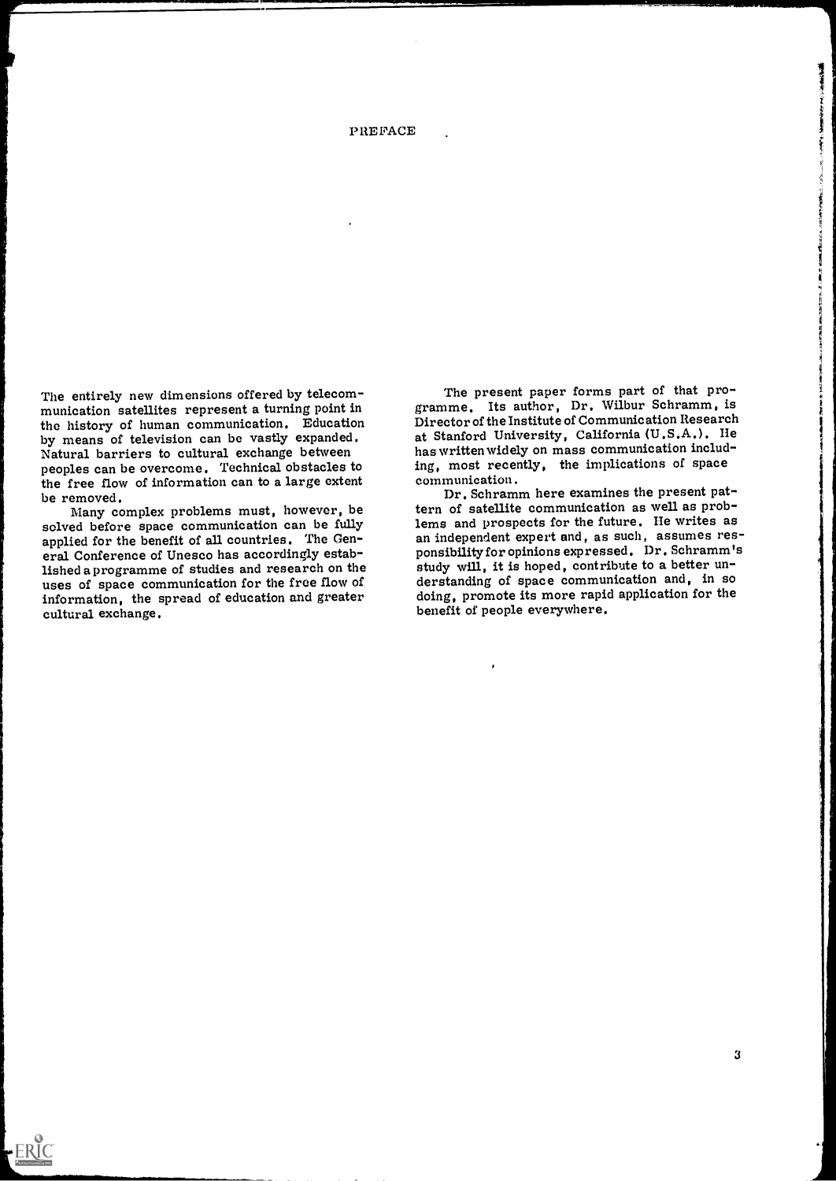# PREFACE

The entirely new dimensions offered by telecommunication satellites represent a turning point in the history of human communication. Education by means of television can be vastly expanded. Natural barriers to cultural exchange between peoples can be overcome. Technical obstacles to the free flow of information can to a large extent be removed.

Many complex problems must, however, be solved before space communication can be fully applied for the benefit of all countries. The General Conference of Unesco has accordingly established a programme of studies and research on the uses of space communication for the free flow of information, the spread of education and greater cultural exchange.

The present paper forms part of that programme. Its author, Dr. Wilbur Schramm, is Director of the Institute of Communication Research at Stanford University, California (U.S.A.). He has written widely on mass communication including, most recently, the implications of space communication.

Dr. Schramm here examines the present pattern of satellite communication as well as problems and prospects for the future. He writes as an independent expert and, as such, assumes responsibility for opinions expressed. Dr. Schramm's study will, it is hoped, contribute to a better understanding of space communication and, in so doing, promote its more rapid application for the benefit of people everywhere.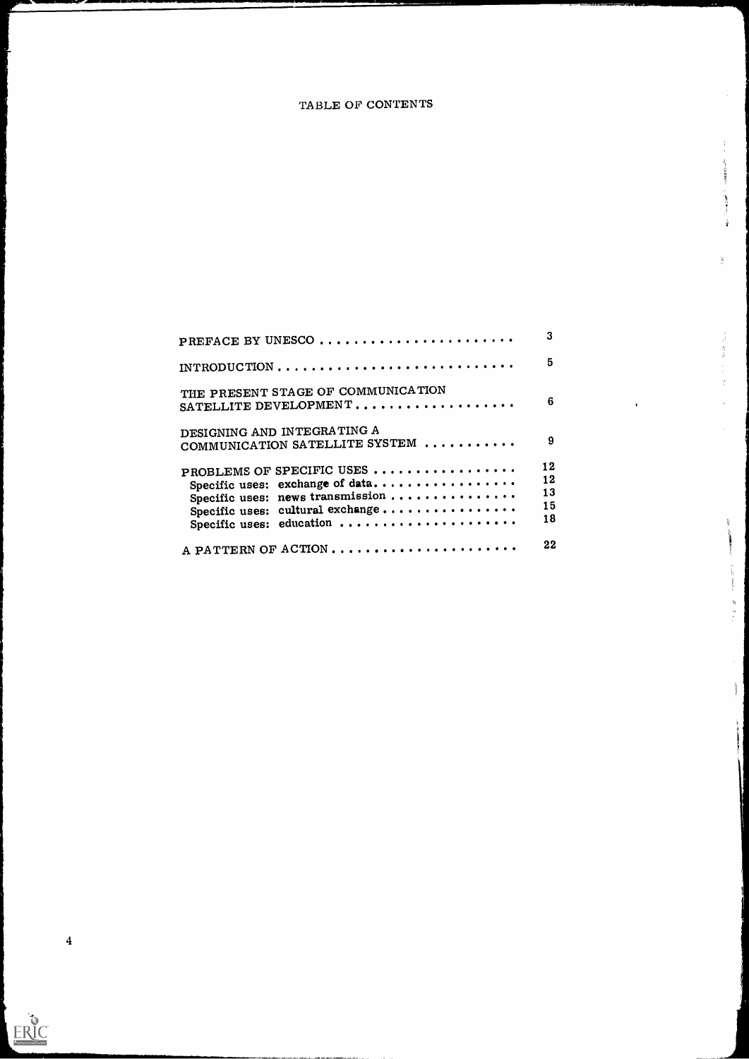# TABLE OF CONTENTS

| | |
|---|---|
| PREFACE BY UNESCO | 3 |
| INTRODUCTION | 5 |
| THE PRESENT STAGE OF COMMUNICATION SATELLITE DEVELOPMENT | 6 |
| DESIGNING AND INTEGRATING A COMMUNICATION SATELLITE SYSTEM | 9 |
| PROBLEMS OF SPECIFIC USES | 12 |
| Specific uses: exchange of data | 12 |
| Specific uses: news transmission | 13 |
| Specific uses: cultural exchange | 15 |
| Specific uses: education | 18 |
| A PATTERN OF ACTION | 22 |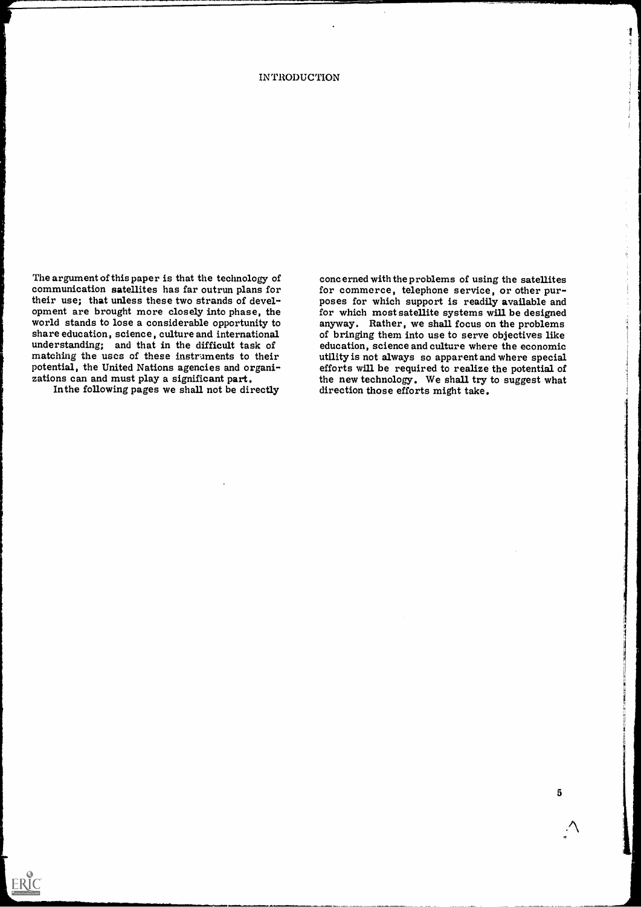# INTRODUCTION

The argument of this paper is that the technology of communication satellites has far outrun plans for their use; that unless these two strands of development are brought more closely into phase, the world stands to lose a considerable opportunity to share education, science, culture and international understanding; and that in the difficult task of matching the uses of these instruments to their potential, the United Nations agencies and organizations can and must play a significant part.

In the following pages we shall not be directly concerned with the problems of using the satellites for commerce, telephone service, or other purposes for which support is readily available and for which most satellite systems will be designed anyway. Rather, we shall focus on the problems of bringing them into use to serve objectives like education, science and culture where the economic utility is not always so apparent and where special efforts will be required to realize the potential of the new technology. We shall try to suggest what direction those efforts might take.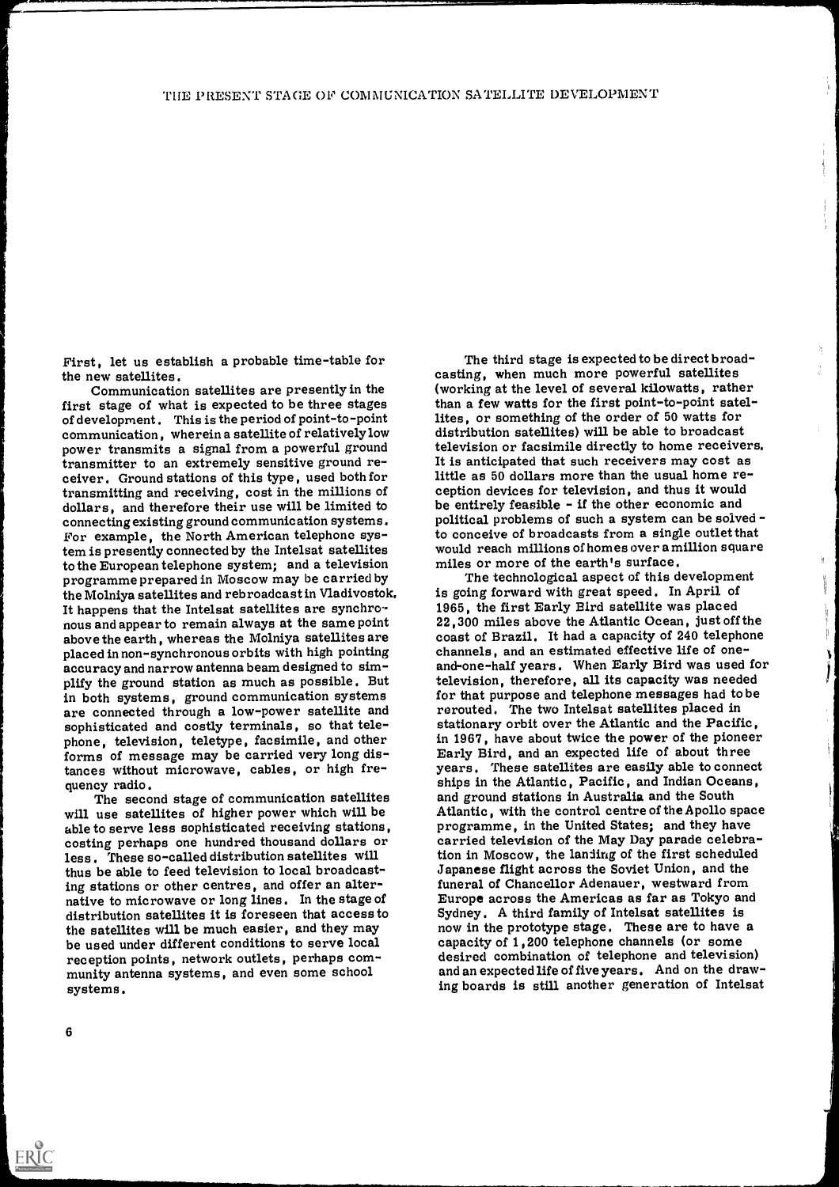First, let us establish a probable time-table for the new satellites.

Communication satellites are presently in the first stage of what is expected to be three stages of development. This is the period of point-to-point communication, wherein a satellite of relatively low power transmits a signal from a powerful ground transmitter to an extremely sensitive ground receiver. Ground stations of this type, used both for transmitting and receiving, cost in the millions of dollars, and therefore their use will be limited to connecting existing ground communication systems. For example, the North American telephone system is presently connected by the Intelsat satellites to the European telephone system; and a television programme prepared in Moscow may be carried by the Molniya satellites and rebroadcast in Vladivostok. It happens that the Intelsat satellites are synchronous and appear to remain always at the same point above the earth, whereas the Molniya satellites are placed in non-synchronous orbits with high pointing accuracy and narrow antenna beam designed to simplify the ground station as much as possible. But in both systems, ground communication systems are connected through a low-power satellite and sophisticated and costly terminals, so that telephone, television, teletype, facsimile, and other forms of message may be carried very long distances without microwave, cables, or high frequency radio.

The second stage of communication satellites will use satellites of higher power which will be able to serve less sophisticated receiving stations, costing perhaps one hundred thousand dollars or less. These so-called distribution satellites will thus be able to feed television to local broadcasting stations or other centres, and offer an alternative to microwave or long lines. In the stage of distribution satellites it is foreseen that access to the satellites will be much easier, and they may be used under different conditions to serve local reception points, network outlets, perhaps community antenna systems, and even some school systems.

The third stage is expected to be direct broadcasting, when much more powerful satellites (working at the level of several kilowatts, rather than a few watts for the first point-to-point satellites, or something of the order of 50 watts for distribution satellites) will be able to broadcast television or facsimile directly to home receivers. It is anticipated that such receivers may cost as little as 50 dollars more than the usual home reception devices for television, and thus it would be entirely feasible - if the other economic and political problems of such a system can be solved - to conceive of broadcasts from a single outlet that would reach millions of homes over a million square miles or more of the earth's surface.

The technological aspect of this development is going forward with great speed. In April of 1965, the first Early Bird satellite was placed 22,300 miles above the Atlantic Ocean, just off the coast of Brazil. It had a capacity of 240 telephone channels, and an estimated effective life of one-and-one-half years. When Early Bird was used for television, therefore, all its capacity was needed for that purpose and telephone messages had to be rerouted. The two Intelsat satellites placed in stationary orbit over the Atlantic and the Pacific, in 1967, have about twice the power of the pioneer Early Bird, and an expected life of about three years. These satellites are easily able to connect ships in the Atlantic, Pacific, and Indian Oceans, and ground stations in Australia and the South Atlantic, with the control centre of the Apollo space programme, in the United States; and they have carried television of the May Day parade celebration in Moscow, the landing of the first scheduled Japanese flight across the Soviet Union, and the funeral of Chancellor Adenauer, westward from Europe across the Americas as far as Tokyo and Sydney. A third family of Intelsat satellites is now in the prototype stage. These are to have a capacity of 1,200 telephone channels (or some desired combination of telephone and television) and an expected life of five years. And on the drawing boards is still another generation of Intelsat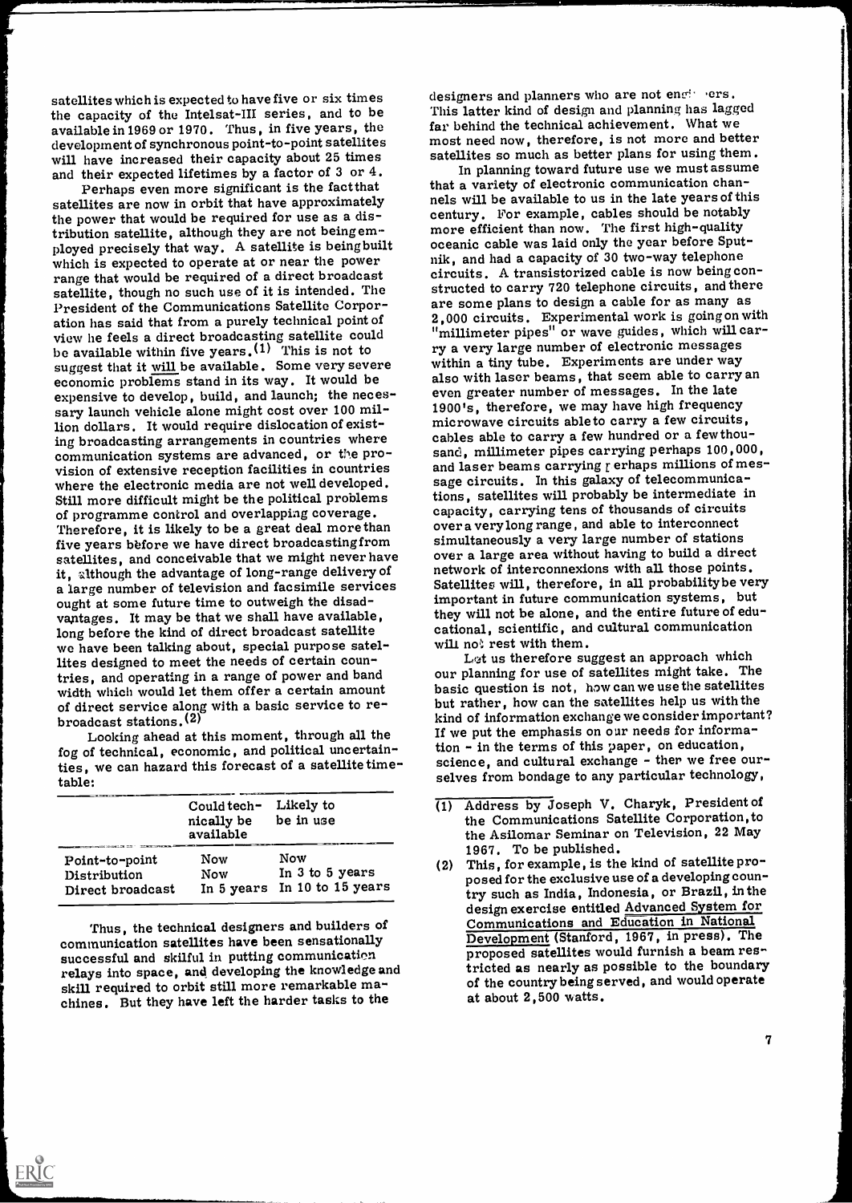satellites which is expected to have five or six times the capacity of the Intelsat-III series, and to be available in 1969 or 1970. Thus, in five years, the development of synchronous point-to-point satellites will have increased their capacity about 25 times and their expected lifetimes by a factor of 3 or 4.

Perhaps even more significant is the fact that satellites are now in orbit that have approximately the power that would be required for use as a distribution satellite, although they are not being employed precisely that way. A satellite is being built which is expected to operate at or near the power range that would be required of a direct broadcast satellite, though no such use of it is intended. The President of the Communications Satellite Corporation has said that from a purely technical point of view he feels a direct broadcasting satellite could be available within five years.[1] This is not to suggest that it will be available. Some very severe economic problems stand in its way. It would be expensive to develop, build, and launch; the necessary launch vehicle alone might cost over 100 million dollars. It would require dislocation of existing broadcasting arrangements in countries where communication systems are advanced, or the provision of extensive reception facilities in countries where the electronic media are not well developed. Still more difficult might be the political problems of programme control and overlapping coverage. Therefore, it is likely to be a great deal more than five years before we have direct broadcasting from satellites, and conceivable that we might never have it, although the advantage of long-range delivery of a large number of television and facsimile services ought at some future time to outweigh the disadvantages. It may be that we shall have available, long before the kind of direct broadcast satellite we have been talking about, special purpose satellites designed to meet the needs of certain countries, and operating in a range of power and band width which would let them offer a certain amount of direct service along with a basic service to rebroadcast stations.[2]

Looking ahead at this moment, through all the fog of technical, economic, and political uncertainties, we can hazard this forecast of a satellite timetable:

| | Could technically be available | Likely to be in use |
|---|---|---|
| Point-to-point | Now | Now |
| Distribution | Now | In 3 to 5 years |
| Direct broadcast | In 5 years | In 10 to 15 years |

Thus, the technical designers and builders of communication satellites have been sensationally successful and skilful in putting communication relays into space, and developing the knowledge and skill required to orbit still more remarkable machines. But they have left the harder tasks to the designers and planners who are not engineers. This latter kind of design and planning has lagged far behind the technical achievement. What we most need now, therefore, is not more and better satellites so much as better plans for using them.

In planning toward future use we must assume that a variety of electronic communication channels will be available to us in the late years of this century. For example, cables should be notably more efficient than now. The first high-quality oceanic cable was laid only the year before Sputnik, and had a capacity of 30 two-way telephone circuits. A transistorized cable is now being constructed to carry 720 telephone circuits, and there are some plans to design a cable for as many as 2,000 circuits. Experimental work is going on with "millimeter pipes" or wave guides, which will carry a very large number of electronic messages within a tiny tube. Experiments are under way also with laser beams, that seem able to carry an even greater number of messages. In the late 1900's, therefore, we may have high frequency microwave circuits able to carry a few circuits, cables able to carry a few hundred or a few thousand, millimeter pipes carrying perhaps 100,000, and laser beams carrying perhaps millions of message circuits. In this galaxy of telecommunications, satellites will probably be intermediate in capacity, carrying tens of thousands of circuits over a very long range, and able to interconnect simultaneously a very large number of stations over a large area without having to build a direct network of interconnexions with all those points. Satellites will, therefore, in all probability be very important in future communication systems, but they will not be alone, and the entire future of educational, scientific, and cultural communication will not rest with them.

Let us therefore suggest an approach which our planning for use of satellites might take. The basic question is not, how can we use the satellites but rather, how can the satellites help us with the kind of information exchange we consider important? If we put the emphasis on our needs for information - in the terms of this paper, on education, science, and cultural exchange - then we free ourselves from bondage to any particular technology,

(1) Address by Joseph V. Charyk, President of the Communications Satellite Corporation, to the Asilomar Seminar on Television, 22 May 1967. To be published.

(2) This, for example, is the kind of satellite proposed for the exclusive use of a developing country such as India, Indonesia, or Brazil, in the design exercise entitled _Advanced System for Communications and Education in National Development_ (Stanford, 1967, in press). The proposed satellites would furnish a beam restricted as nearly as possible to the boundary of the country being served, and would operate at about 2,500 watts.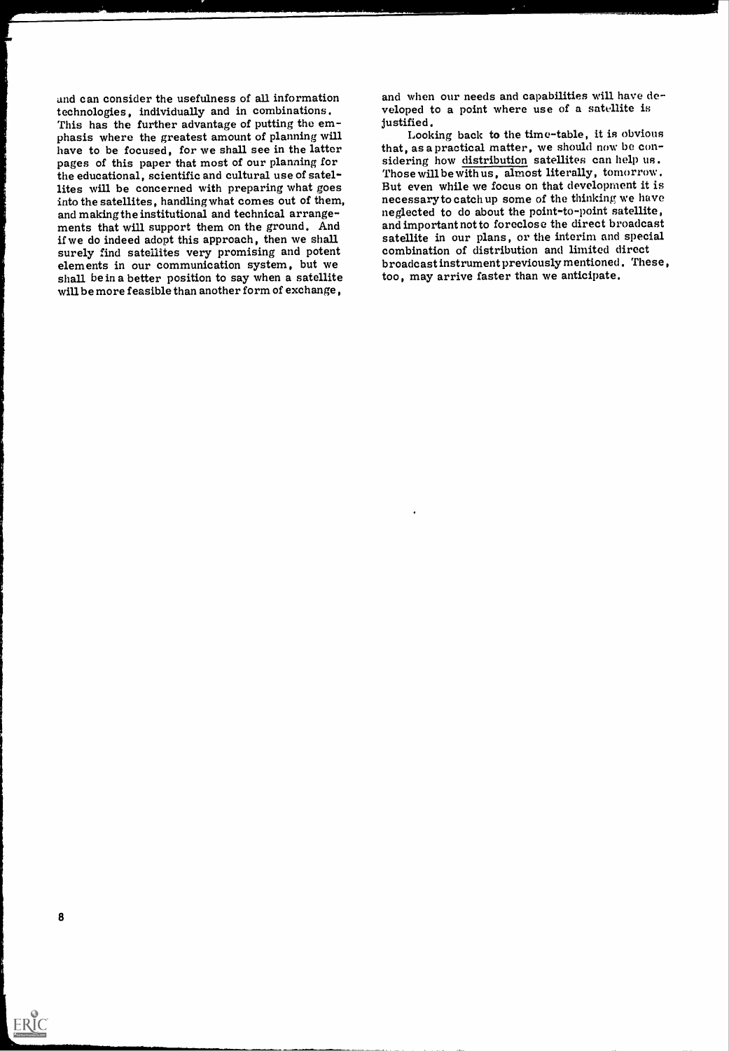and can consider the usefulness of all information technologies, individually and in combinations. This has the further advantage of putting the emphasis where the greatest amount of planning will have to be focused, for we shall see in the latter pages of this paper that most of our planning for the educational, scientific and cultural use of satellites will be concerned with preparing what goes into the satellites, handling what comes out of them, and making the institutional and technical arrangements that will support them on the ground. And if we do indeed adopt this approach, then we shall surely find satellites very promising and potent elements in our communication system, but we shall be in a better position to say when a satellite will be more feasible than another form of exchange, and when our needs and capabilities will have developed to a point where use of a satellite is justified.

Looking back to the time-table, it is obvious that, as a practical matter, we should now be considering how distribution satellites can help us. Those will be with us, almost literally, tomorrow. But even while we focus on that development it is necessary to catch up some of the thinking we have neglected to do about the point-to-point satellite, and important not to foreclose the direct broadcast satellite in our plans, or the interim and special combination of distribution and limited direct broadcast instrument previously mentioned. These, too, may arrive faster than we anticipate.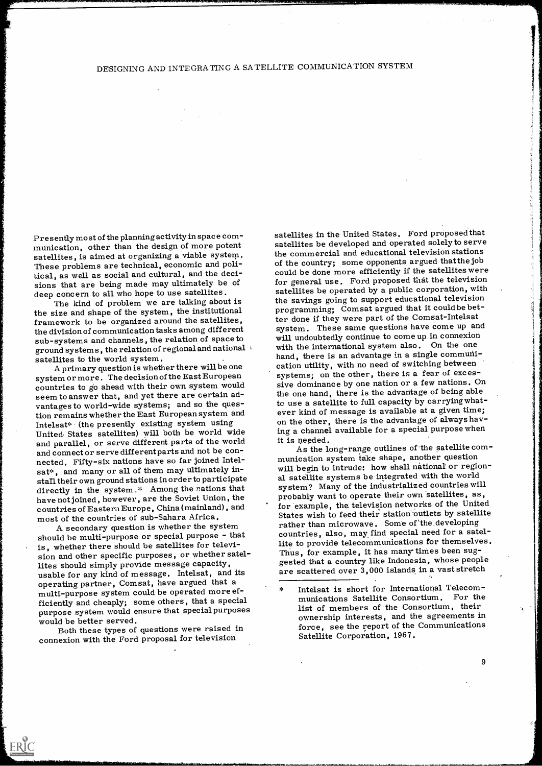Presently most of the planning activity in space communication, other than the design of more potent satellites, is aimed at organizing a viable system. These problems are technical, economic and political, as well as social and cultural, and the decisions that are being made may ultimately be of deep concern to all who hope to use satellites.

The kind of problem we are talking about is the size and shape of the system, the institutional framework to be organized around the satellites, the division of communication tasks among different sub-systems and channels, the relation of space to ground systems, the relation of regional and national satellites to the world system.

A primary question is whether there will be one system or more. The decision of the East European countries to go ahead with their own system would seem to answer that, and yet there are certain advantages to world-wide systems; and so the question remains whether the East European system and Intelsat* (the presently existing system using United States satellites) will both be world wide and parallel, or serve different parts of the world and connect or serve different parts and not be connected. Fifty-six nations have so far joined Intelsat*, and many or all of them may ultimately install their own ground stations in order to participate directly in the system.* Among the nations that have not joined, however, are the Soviet Union, the countries of Eastern Europe, China (mainland), and most of the countries of sub-Sahara Africa.

A secondary question is whether the system should be multi-purpose or special purpose - that is, whether there should be satellites for television and other specific purposes, or whether satellites should simply provide message capacity, usable for any kind of message. Intelsat, and its operating partner, Comsat, have argued that a multi-purpose system could be operated more efficiently and cheaply; some others, that a special purpose system would ensure that special purposes would be better served.

Both these types of questions were raised in connexion with the Ford proposal for television satellites in the United States. Ford proposed that satellites be developed and operated solely to serve the commercial and educational television stations of the country; some opponents argued that the job could be done more efficiently if the satellites were for general use. Ford proposed that the television satellites be operated by a public corporation, with the savings going to support educational television programming; Comsat argued that it could be better done if they were part of the Comsat-Intelsat system. These same questions have come up and will undoubtedly continue to come up in connexion with the international system also. On the one hand, there is an advantage in a single communication utility, with no need of switching between systems; on the other, there is a fear of excessive dominance by one nation or a few nations. On the one hand, there is the advantage of being able to use a satellite to full capacity by carrying whatever kind of message is available at a given time; on the other, there is the advantage of always having a channel available for a special purpose when it is needed.

As the long-range outlines of the satellite communication system take shape, another question will begin to intrude: how shall national or regional satellite systems be integrated with the world system? Many of the industrialized countries will probably want to operate their own satellites, as, for example, the television networks of the United States wish to feed their station outlets by satellite rather than microwave. Some of the developing countries, also, may find special need for a satellite to provide telecommunications for themselves. Thus, for example, it has many times been suggested that a country like Indonesia, whose people are scattered over 3,000 islands in a vast stretch

---

\* Intelsat is short for International Telecommunications Satellite Consortium. For the list of members of the Consortium, their ownership interests, and the agreements in force, see the report of the Communications Satellite Corporation, 1967.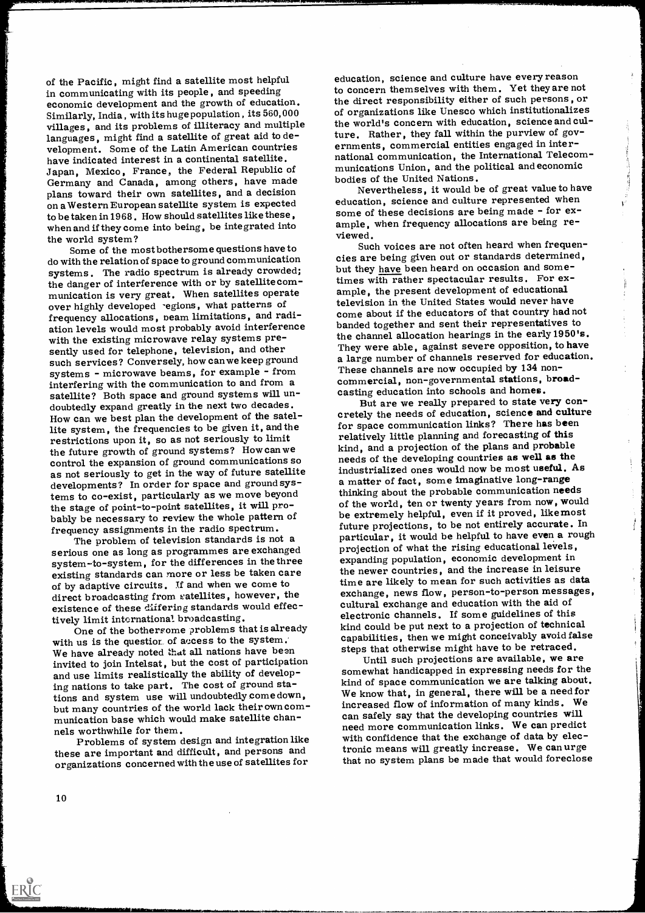of the Pacific, might find a satellite most helpful in communicating with its people, and speeding economic development and the growth of education. Similarly, India, with its huge population, its 560,000 villages, and its problems of illiteracy and multiple languages, might find a satellite of great aid to development. Some of the Latin American countries have indicated interest in a continental satellite. Japan, Mexico, France, the Federal Republic of Germany and Canada, among others, have made plans toward their own satellites, and a decision on a Western European satellite system is expected to be taken in 1968. How should satellites like these, when and if they come into being, be integrated into the world system?

Some of the most bothersome questions have to do with the relation of space to ground communication systems. The radio spectrum is already crowded; the danger of interference with or by satellite communication is very great. When satellites operate over highly developed regions, what patterns of frequency allocations, beam limitations, and radiation levels would most probably avoid interference with the existing microwave relay systems presently used for telephone, television, and other such services? Conversely, how can we keep ground systems - microwave beams, for example - from interfering with the communication to and from a satellite? Both space and ground systems will undoubtedly expand greatly in the next two decades. How can we best plan the development of the satellite system, the frequencies to be given it, and the restrictions upon it, so as not seriously to limit the future growth of ground systems? How can we control the expansion of ground communications so as not seriously to get in the way of future satellite developments? In order for space and ground systems to co-exist, particularly as we move beyond the stage of point-to-point satellites, it will probably be necessary to review the whole pattern of frequency assignments in the radio spectrum.

The problem of television standards is not a serious one as long as programmes are exchanged system-to-system, for the differences in the three existing standards can more or less be taken care of by adaptive circuits. If and when we come to direct broadcasting from satellites, however, the existence of these differing standards would effectively limit international broadcasting.

One of the bothersome problems that is already with us is the question of access to the system. We have already noted that all nations have been invited to join Intelsat, but the cost of participation and use limits realistically the ability of developing nations to take part. The cost of ground stations and system use will undoubtedly come down, but many countries of the world lack their own communication base which would make satellite channels worthwhile for them.

Problems of system design and integration like these are important and difficult, and persons and organizations concerned with the use of satellites for education, science and culture have every reason to concern themselves with them. Yet they are not the direct responsibility either of such persons, or of organizations like Unesco which institutionalizes the world's concern with education, science and culture. Rather, they fall within the purview of governments, commercial entities engaged in international communication, the International Telecommunications Union, and the political and economic bodies of the United Nations.

Nevertheless, it would be of great value to have education, science and culture represented when some of these decisions are being made - for example, when frequency allocations are being reviewed.

Such voices are not often heard when frequencies are being given out or standards determined, but they _have_ been heard on occasion and sometimes with rather spectacular results. For example, the present development of educational television in the United States would never have come about if the educators of that country had not banded together and sent their representatives to the channel allocation hearings in the early 1950's. They were able, against severe opposition, to have a large number of channels reserved for education. These channels are now occupied by 134 non-commercial, non-governmental stations, broadcasting education into schools and homes.

But are we really prepared to state very concretely the needs of education, science and culture for space communication links? There has been relatively little planning and forecasting of this kind, and a projection of the plans and probable needs of the developing countries as well as the industrialized ones would now be most useful. As a matter of fact, some imaginative long-range thinking about the probable communication needs of the world, ten or twenty years from now, would be extremely helpful, even if it proved, like most future projections, to be not entirely accurate. In particular, it would be helpful to have even a rough projection of what the rising educational levels, expanding population, economic development in the newer countries, and the increase in leisure time are likely to mean for such activities as data exchange, news flow, person-to-person messages, cultural exchange and education with the aid of electronic channels. If some guidelines of this kind could be put next to a projection of technical capabilities, then we might conceivably avoid false steps that otherwise might have to be retraced.

Until such projections are available, we are somewhat handicapped in expressing needs for the kind of space communication we are talking about. We know that, in general, there will be a need for increased flow of information of many kinds. We can safely say that the developing countries will need more communication links. We can predict with confidence that the exchange of data by electronic means will greatly increase. We can urge that no system plans be made that would foreclose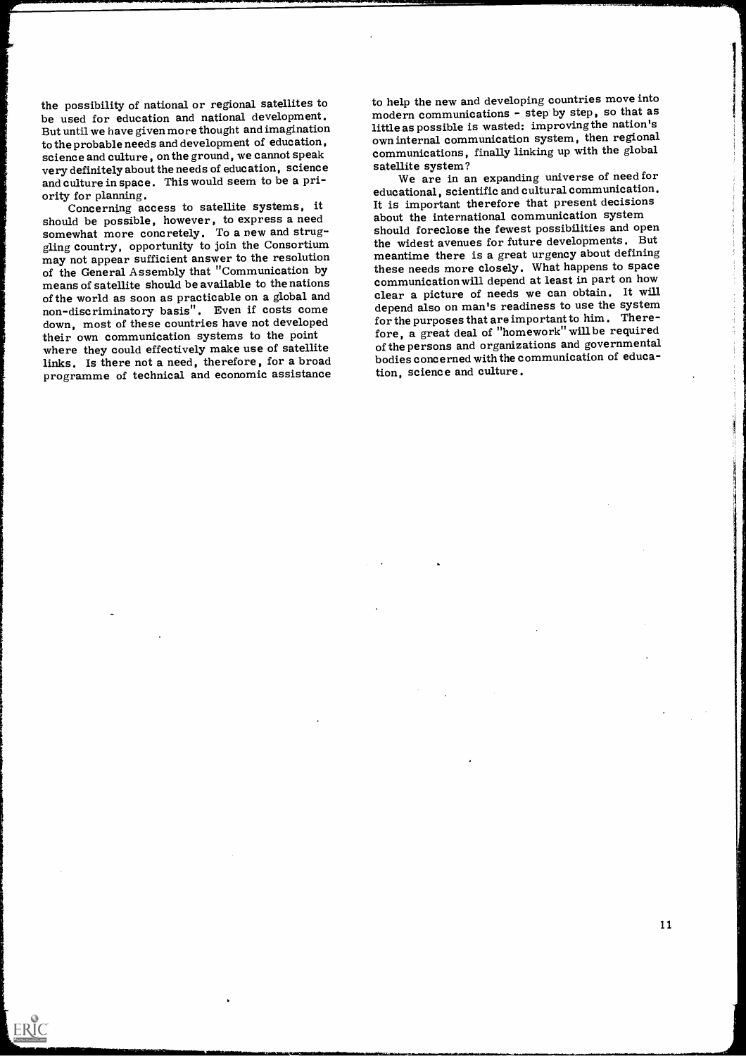the possibility of national or regional satellites to be used for education and national development. But until we have given more thought and imagination to the probable needs and development of education, science and culture, on the ground, we cannot speak very definitely about the needs of education, science and culture in space. This would seem to be a priority for planning.

Concerning access to satellite systems, it should be possible, however, to express a need somewhat more concretely. To a new and struggling country, opportunity to join the Consortium may not appear sufficient answer to the resolution of the General Assembly that "Communication by means of satellite should be available to the nations of the world as soon as practicable on a global and non-discriminatory basis". Even if costs come down, most of these countries have not developed their own communication systems to the point where they could effectively make use of satellite links. Is there not a need, therefore, for a broad programme of technical and economic assistance to help the new and developing countries move into modern communications - step by step, so that as little as possible is wasted: improving the nation's own internal communication system, then regional communications, finally linking up with the global satellite system?

We are in an expanding universe of need for educational, scientific and cultural communication. It is important therefore that present decisions about the international communication system should foreclose the fewest possibilities and open the widest avenues for future developments. But meantime there is a great urgency about defining these needs more closely. What happens to space communication will depend at least in part on how clear a picture of needs we can obtain. It will depend also on man's readiness to use the system for the purposes that are important to him. Therefore, a great deal of "homework" will be required of the persons and organizations and governmental bodies concerned with the communication of education, science and culture.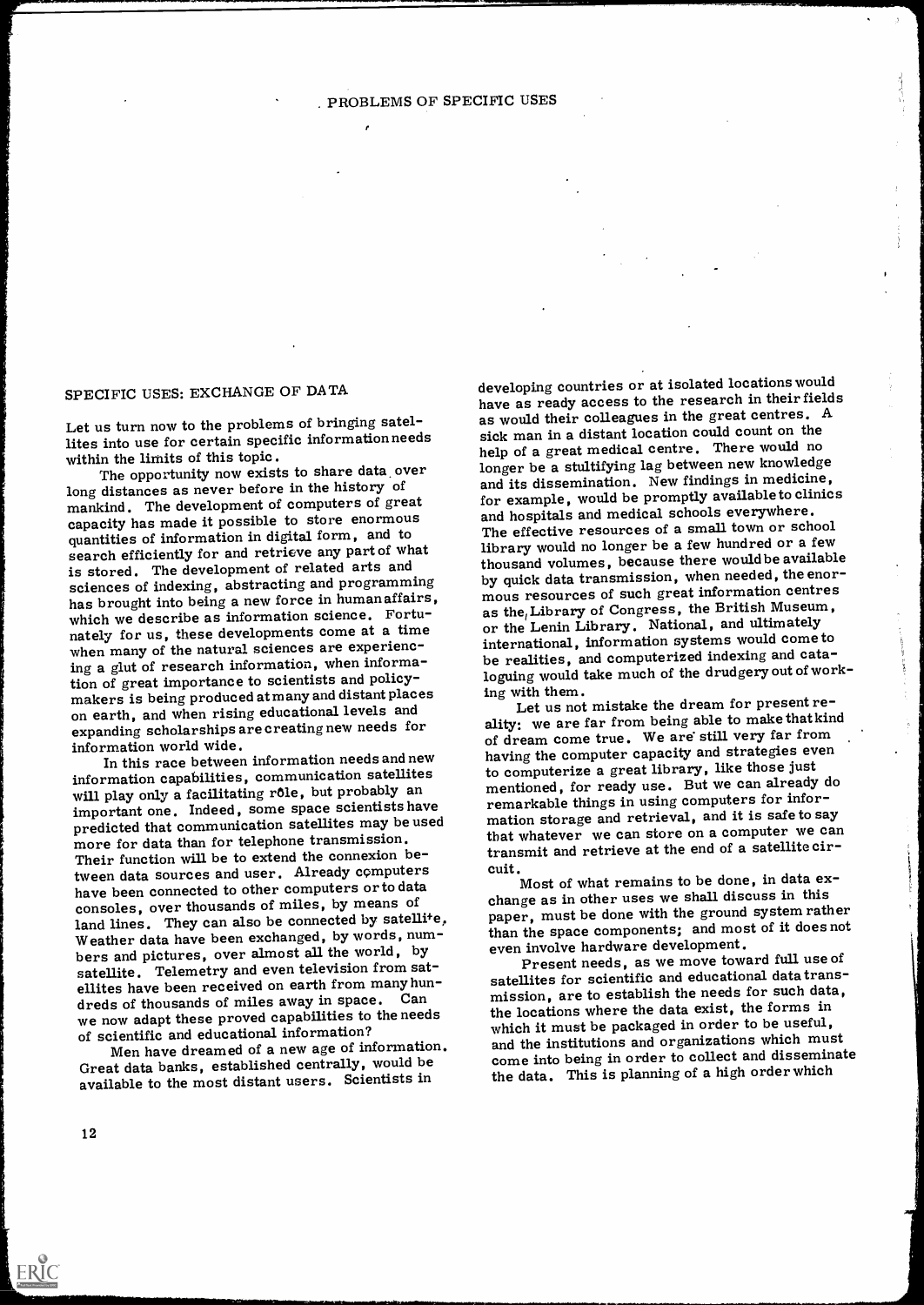## SPECIFIC USES: EXCHANGE OF DATA

Let us turn now to the problems of bringing satellites into use for certain specific information needs within the limits of this topic.

The opportunity now exists to share data over long distances as never before in the history of mankind. The development of computers of great capacity has made it possible to store enormous quantities of information in digital form, and to search efficiently for and retrieve any part of what is stored. The development of related arts and sciences of indexing, abstracting and programming has brought into being a new force in human affairs, which we describe as information science. Fortunately for us, these developments come at a time when many of the natural sciences are experiencing a glut of research information, when information of great importance to scientists and policy-makers is being produced at many and distant places on earth, and when rising educational levels and expanding scholarships are creating new needs for information world wide.

In this race between information needs and new information capabilities, communication satellites will play only a facilitating rôle, but probably an important one. Indeed, some space scientists have predicted that communication satellites may be used more for data than for telephone transmission. Their function will be to extend the connexion between data sources and user. Already computers have been connected to other computers or to data consoles, over thousands of miles, by means of land lines. They can also be connected by satellite. Weather data have been exchanged, by words, numbers and pictures, over almost all the world, by satellite. Telemetry and even television from satellites have been received on earth from many hundreds of thousands of miles away in space. Can we now adapt these proved capabilities to the needs of scientific and educational information?

Men have dreamed of a new age of information. Great data banks, established centrally, would be available to the most distant users. Scientists in developing countries or at isolated locations would have as ready access to the research in their fields as would their colleagues in the great centres. A sick man in a distant location could count on the help of a great medical centre. There would no longer be a stultifying lag between new knowledge and its dissemination. New findings in medicine, for example, would be promptly available to clinics and hospitals and medical schools everywhere. The effective resources of a small town or school library would no longer be a few hundred or a few thousand volumes, because there would be available by quick data transmission, when needed, the enormous resources of such great information centres as the Library of Congress, the British Museum, or the Lenin Library. National, and ultimately international, information systems would come to be realities, and computerized indexing and cataloguing would take much of the drudgery out of working with them.

Let us not mistake the dream for present reality: we are far from being able to make that kind of dream come true. We are still very far from having the computer capacity and strategies even to computerize a great library, like those just mentioned, for ready use. But we can already do remarkable things in using computers for information storage and retrieval, and it is safe to say that whatever we can store on a computer we can transmit and retrieve at the end of a satellite circuit.

Most of what remains to be done, in data exchange as in other uses we shall discuss in this paper, must be done with the ground system rather than the space components; and most of it does not even involve hardware development.

Present needs, as we move toward full use of satellites for scientific and educational data transmission, are to establish the needs for such data, the locations where the data exist, the forms in which it must be packaged in order to be useful, and the institutions and organizations which must come into being in order to collect and disseminate the data. This is planning of a high order which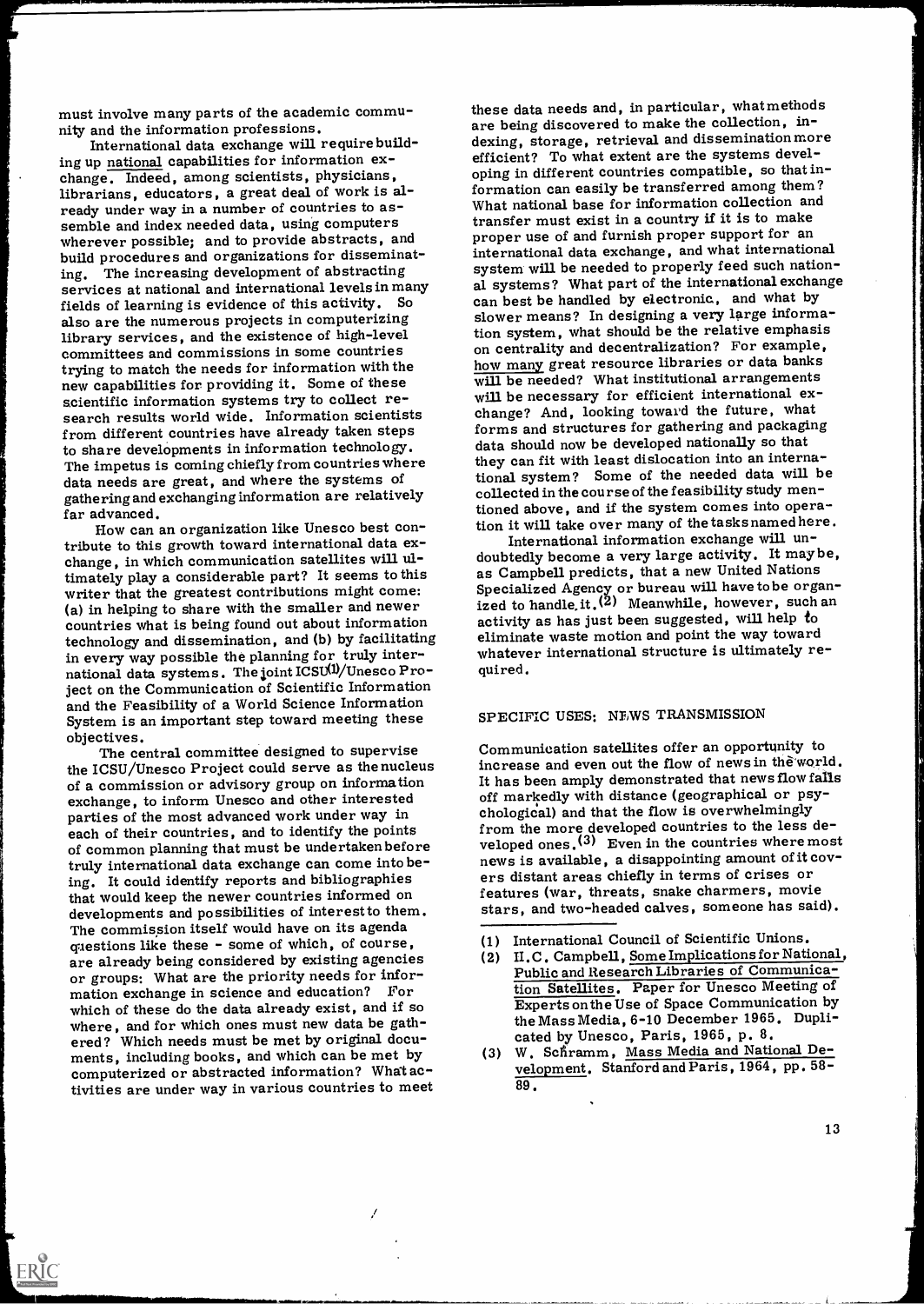must involve many parts of the academic community and the information professions.

International data exchange will require building up national capabilities for information exchange. Indeed, among scientists, physicians, librarians, educators, a great deal of work is already under way in a number of countries to assemble and index needed data, using computers wherever possible; and to provide abstracts, and build procedures and organizations for disseminating. The increasing development of abstracting services at national and international levels in many fields of learning is evidence of this activity. So also are the numerous projects in computerizing library services, and the existence of high-level committees and commissions in some countries trying to match the needs for information with the new capabilities for providing it. Some of these scientific information systems try to collect research results world wide. Information scientists from different countries have already taken steps to share developments in information technology. The impetus is coming chiefly from countries where data needs are great, and where the systems of gathering and exchanging information are relatively far advanced.

How can an organization like Unesco best contribute to this growth toward international data exchange, in which communication satellites will ultimately play a considerable part? It seems to this writer that the greatest contributions might come: (a) in helping to share with the smaller and newer countries what is being found out about information technology and dissemination, and (b) by facilitating in every way possible the planning for truly international data systems. The joint ICSU[1]/Unesco Project on the Communication of Scientific Information and the Feasibility of a World Science Information System is an important step toward meeting these objectives.

The central committee designed to supervise the ICSU/Unesco Project could serve as the nucleus of a commission or advisory group on information exchange, to inform Unesco and other interested parties of the most advanced work under way in each of their countries, and to identify the points of common planning that must be undertaken before truly international data exchange can come into being. It could identify reports and bibliographies that would keep the newer countries informed on developments and possibilities of interest to them. The commission itself would have on its agenda questions like these - some of which, of course, are already being considered by existing agencies or groups: What are the priority needs for information exchange in science and education? For which of these do the data already exist, and if so where, and for which ones must new data be gathered? Which needs must be met by original documents, including books, and which can be met by computerized or abstracted information? What activities are under way in various countries to meet these data needs and, in particular, what methods are being discovered to make the collection, indexing, storage, retrieval and dissemination more efficient? To what extent are the systems developing in different countries compatible, so that information can easily be transferred among them? What national base for information collection and transfer must exist in a country if it is to make proper use of and furnish proper support for an international data exchange, and what international system will be needed to properly feed such national systems? What part of the international exchange can best be handled by electronic, and what by slower means? In designing a very large information system, what should be the relative emphasis on centrality and decentralization? For example, how many great resource libraries or data banks will be needed? What institutional arrangements will be necessary for efficient international exchange? And, looking toward the future, what forms and structures for gathering and packaging data should now be developed nationally so that they can fit with least dislocation into an international system? Some of the needed data will be collected in the course of the feasibility study mentioned above, and if the system comes into operation it will take over many of the tasks named here.

International information exchange will undoubtedly become a very large activity. It may be, as Campbell predicts, that a new United Nations Specialized Agency or bureau will have to be organized to handle it.[2] Meanwhile, however, such an activity as has just been suggested, will help to eliminate waste motion and point the way toward whatever international structure is ultimately required.

## SPECIFIC USES: NEWS TRANSMISSION

Communication satellites offer an opportunity to increase and even out the flow of news in the world. It has been amply demonstrated that news flow falls off markedly with distance (geographical or psychological) and that the flow is overwhelmingly from the more developed countries to the less developed ones.[3] Even in the countries where most news is available, a disappointing amount of it covers distant areas chiefly in terms of crises or features (war, threats, snake charmers, movie stars, and two-headed calves, someone has said).

---

(1) International Council of Scientific Unions.

(2) H.C. Campbell, Some Implications for National, Public and Research Libraries of Communication Satellites. Paper for Unesco Meeting of Experts on the Use of Space Communication by the Mass Media, 6-10 December 1965. Duplicated by Unesco, Paris, 1965, p. 8.

(3) W. Schramm, Mass Media and National Development. Stanford and Paris, 1964, pp. 58-89.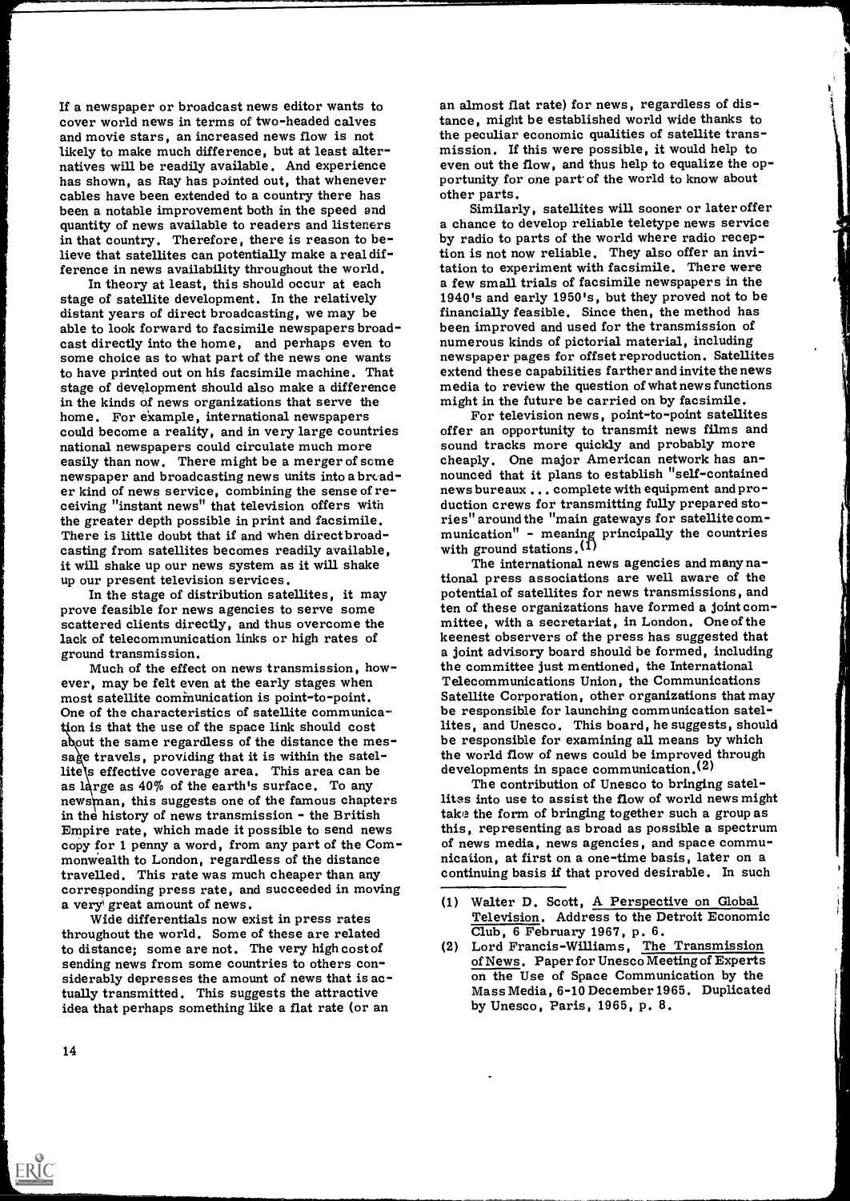If a newspaper or broadcast news editor wants to cover world news in terms of two-headed calves and movie stars, an increased news flow is not likely to make much difference, but at least alternatives will be readily available. And experience has shown, as Ray has pointed out, that whenever cables have been extended to a country there has been a notable improvement both in the speed and quantity of news available to readers and listeners in that country. Therefore, there is reason to believe that satellites can potentially make a real difference in news availability throughout the world.

In theory at least, this should occur at each stage of satellite development. In the relatively distant years of direct broadcasting, we may be able to look forward to facsimile newspapers broadcast directly into the home, and perhaps even to some choice as to what part of the news one wants to have printed out on his facsimile machine. That stage of development should also make a difference in the kinds of news organizations that serve the home. For example, international newspapers could become a reality, and in very large countries national newspapers could circulate much more easily than now. There might be a merger of some newspaper and broadcasting news units into a broader kind of news service, combining the sense of receiving "instant news" that television offers with the greater depth possible in print and facsimile. There is little doubt that if and when direct broadcasting from satellites becomes readily available, it will shake up our news system as it will shake up our present television services.

In the stage of distribution satellites, it may prove feasible for news agencies to serve some scattered clients directly, and thus overcome the lack of telecommunication links or high rates of ground transmission.

Much of the effect on news transmission, however, may be felt even at the early stages when most satellite communication is point-to-point. One of the characteristics of satellite communication is that the use of the space link should cost about the same regardless of the distance the message travels, providing that it is within the satellite's effective coverage area. This area can be as large as 40% of the earth's surface. To any newsman, this suggests one of the famous chapters in the history of news transmission - the British Empire rate, which made it possible to send news copy for 1 penny a word, from any part of the Commonwealth to London, regardless of the distance travelled. This rate was much cheaper than any corresponding press rate, and succeeded in moving a very great amount of news.

Wide differentials now exist in press rates throughout the world. Some of these are related to distance; some are not. The very high cost of sending news from some countries to others considerably depresses the amount of news that is actually transmitted. This suggests the attractive idea that perhaps something like a flat rate (or an almost flat rate) for news, regardless of distance, might be established world wide thanks to the peculiar economic qualities of satellite transmission. If this were possible, it would help to even out the flow, and thus help to equalize the opportunity for one part of the world to know about other parts.

Similarly, satellites will sooner or later offer a chance to develop reliable teletype news service by radio to parts of the world where radio reception is not now reliable. They also offer an invitation to experiment with facsimile. There were a few small trials of facsimile newspapers in the 1940's and early 1950's, but they proved not to be financially feasible. Since then, the method has been improved and used for the transmission of numerous kinds of pictorial material, including newspaper pages for offset reproduction. Satellites extend these capabilities farther and invite the news media to review the question of what news functions might in the future be carried on by facsimile.

For television news, point-to-point satellites offer an opportunity to transmit news films and sound tracks more quickly and probably more cheaply. One major American network has announced that it plans to establish "self-contained news bureaux ... complete with equipment and production crews for transmitting fully prepared stories" around the "main gateways for satellite communication" - meaning principally the countries with ground stations.(1)

The international news agencies and many national press associations are well aware of the potential of satellites for news transmissions, and ten of these organizations have formed a joint committee, with a secretariat, in London. One of the keenest observers of the press has suggested that a joint advisory board should be formed, including the committee just mentioned, the International Telecommunications Union, the Communications Satellite Corporation, other organizations that may be responsible for launching communication satellites, and Unesco. This board, he suggests, should be responsible for examining all means by which the world flow of news could be improved through developments in space communication.(2)

The contribution of Unesco to bringing satellites into use to assist the flow of world news might take the form of bringing together such a group as this, representing as broad as possible a spectrum of news media, news agencies, and space communication, at first on a one-time basis, later on a continuing basis if that proved desirable. In such

---

(1) Walter D. Scott, A Perspective on Global Television. Address to the Detroit Economic Club, 6 February 1967, p. 6.

(2) Lord Francis-Williams, The Transmission of News. Paper for Unesco Meeting of Experts on the Use of Space Communication by the Mass Media, 6-10 December 1965. Duplicated by Unesco, Paris, 1965, p. 8.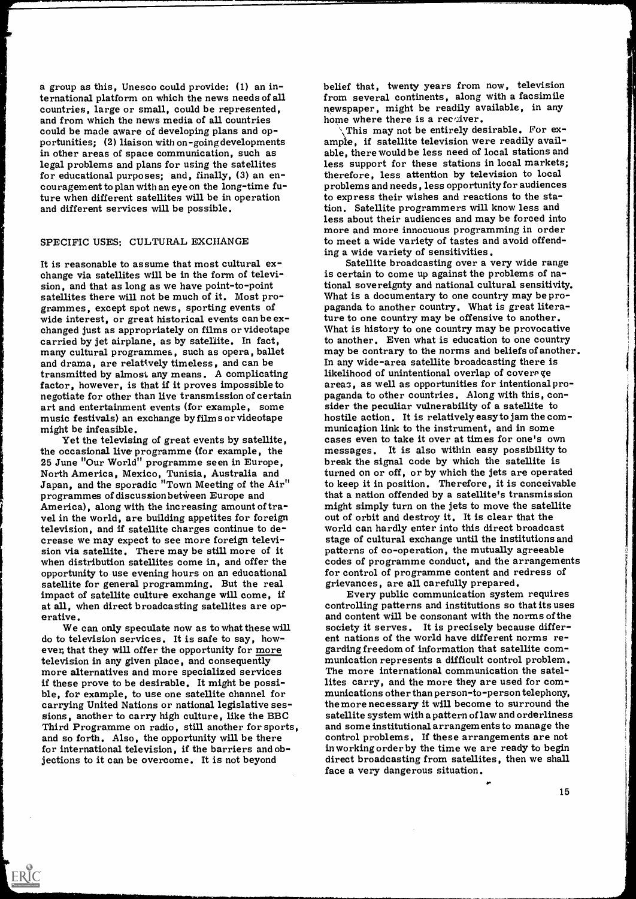a group as this, Unesco could provide: (1) an international platform on which the news needs of all countries, large or small, could be represented, and from which the news media of all countries could be made aware of developing plans and opportunities; (2) liaison with on-going developments in other areas of space communication, such as legal problems and plans for using the satellites for educational purposes; and, finally, (3) an encouragement to plan with an eye on the long-time future when different satellites will be in operation and different services will be possible.

## SPECIFIC USES: CULTURAL EXCHANGE

It is reasonable to assume that most cultural exchange via satellites will be in the form of television, and that as long as we have point-to-point satellites there will not be much of it. Most programmes, except spot news, sporting events of wide interest, or great historical events can be exchanged just as appropriately on films or videotape carried by jet airplane, as by satellite. In fact, many cultural programmes, such as opera, ballet and drama, are relatively timeless, and can be transmitted by almost any means. A complicating factor, however, is that if it proves impossible to negotiate for other than live transmission of certain art and entertainment events (for example, some music festivals) an exchange by films or videotape might be infeasible.

Yet the televising of great events by satellite, the occasional live programme (for example, the 25 June "Our World" programme seen in Europe, North America, Mexico, Tunisia, Australia and Japan, and the sporadic "Town Meeting of the Air" programmes of discussion between Europe and America), along with the increasing amount of travel in the world, are building appetites for foreign television, and if satellite charges continue to decrease we may expect to see more foreign television via satellite. There may be still more of it when distribution satellites come in, and offer the opportunity to use evening hours on an educational satellite for general programming. But the real impact of satellite culture exchange will come, if at all, when direct broadcasting satellites are operative.

We can only speculate now as to what these will do to television services. It is safe to say, however, that they will offer the opportunity for <u>more</u> television in any given place, and consequently more alternatives and more specialized services if these prove to be desirable. It might be possible, for example, to use one satellite channel for carrying United Nations or national legislative sessions, another to carry high culture, like the BBC Third Programme on radio, still another for sports, and so forth. Also, the opportunity will be there for international television, if the barriers and objections to it can be overcome. It is not beyond belief that, twenty years from now, television from several continents, along with a facsimile newspaper, might be readily available, in any home where there is a receiver.

This may not be entirely desirable. For example, if satellite television were readily available, there would be less need of local stations and less support for these stations in local markets; therefore, less attention by television to local problems and needs, less opportunity for audiences to express their wishes and reactions to the station. Satellite programmers will know less and less about their audiences and may be forced into more and more innocuous programming in order to meet a wide variety of tastes and avoid offending a wide variety of sensitivities.

Satellite broadcasting over a very wide range is certain to come up against the problems of national sovereignty and national cultural sensitivity. What is a documentary to one country may be propaganda to another country. What is great literature to one country may be offensive to another. What is history to one country may be provocative to another. Even what is education to one country may be contrary to the norms and beliefs of another. In any wide-area satellite broadcasting there is likelihood of unintentional overlap of coverage areas, as well as opportunities for intentional propaganda to other countries. Along with this, consider the peculiar vulnerability of a satellite to hostile action. It is relatively easy to jam the communication link to the instrument, and in some cases even to take it over at times for one's own messages. It is also within easy possibility to break the signal code by which the satellite is turned on or off, or by which the jets are operated to keep it in position. Therefore, it is conceivable that a nation offended by a satellite's transmission might simply turn on the jets to move the satellite out of orbit and destroy it. It is clear that the world can hardly enter into this direct broadcast stage of cultural exchange until the institutions and patterns of co-operation, the mutually agreeable codes of programme conduct, and the arrangements for control of programme content and redress of grievances, are all carefully prepared.

Every public communication system requires controlling patterns and institutions so that its uses and content will be consonant with the norms of the society it serves. It is precisely because different nations of the world have different norms regarding freedom of information that satellite communication represents a difficult control problem. The more international communication the satellites carry, and the more they are used for communications other than person-to-person telephony, the more necessary it will become to surround the satellite system with a pattern of law and orderliness and some institutional arrangements to manage the control problems. If these arrangements are not in working order by the time we are ready to begin direct broadcasting from satellites, then we shall face a very dangerous situation.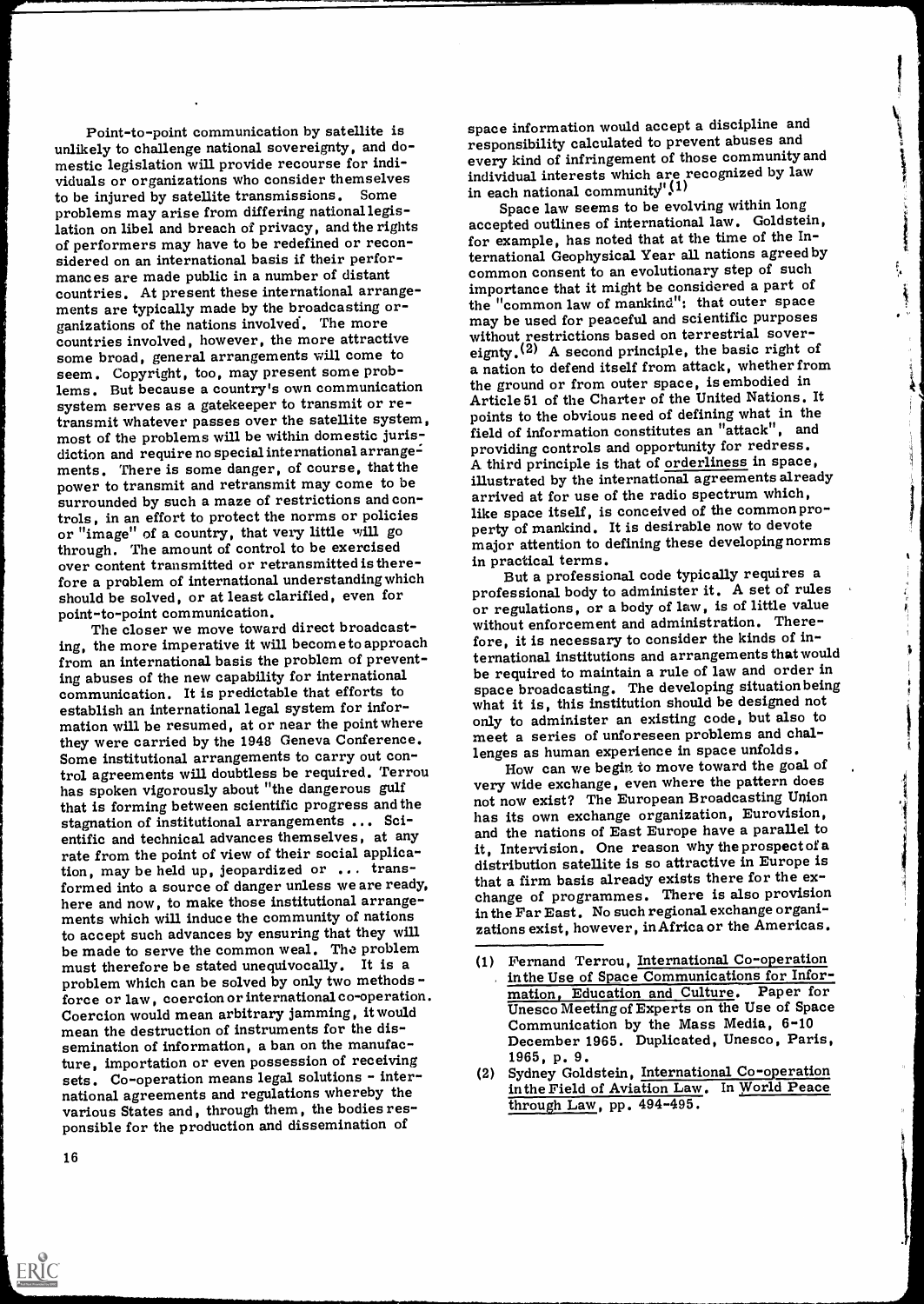Point-to-point communication by satellite is unlikely to challenge national sovereignty, and domestic legislation will provide recourse for individuals or organizations who consider themselves to be injured by satellite transmissions. Some problems may arise from differing national legislation on libel and breach of privacy, and the rights of performers may have to be redefined or reconsidered on an international basis if their performances are made public in a number of distant countries. At present these international arrangements are typically made by the broadcasting organizations of the nations involved. The more countries involved, however, the more attractive some broad, general arrangements will come to seem. Copyright, too, may present some problems. But because a country's own communication system serves as a gatekeeper to transmit or retransmit whatever passes over the satellite system, most of the problems will be within domestic jurisdiction and require no special international arrangements. There is some danger, of course, that the power to transmit and retransmit may come to be surrounded by such a maze of restrictions and controls, in an effort to protect the norms or policies or "image" of a country, that very little will go through. The amount of control to be exercised over content transmitted or retransmitted is therefore a problem of international understanding which should be solved, or at least clarified, even for point-to-point communication.

The closer we move toward direct broadcasting, the more imperative it will become to approach from an international basis the problem of preventing abuses of the new capability for international communication. It is predictable that efforts to establish an international legal system for information will be resumed, at or near the point where they were carried by the 1948 Geneva Conference. Some institutional arrangements to carry out control agreements will doubtless be required. Terrou has spoken vigorously about "the dangerous gulf that is forming between scientific progress and the stagnation of institutional arrangements ... Scientific and technical advances themselves, at any rate from the point of view of their social application, may be held up, jeopardized or ... transformed into a source of danger unless we are ready, here and now, to make those institutional arrangements which will induce the community of nations to accept such advances by ensuring that they will be made to serve the common weal. The problem must therefore be stated unequivocally. It is a problem which can be solved by only two methods - force or law, coercion or international co-operation. Coercion would mean arbitrary jamming, it would mean the destruction of instruments for the dissemination of information, a ban on the manufacture, importation or even possession of receiving sets. Co-operation means legal solutions - international agreements and regulations whereby the various States and, through them, the bodies responsible for the production and dissemination of space information would accept a discipline and responsibility calculated to prevent abuses and every kind of infringement of those community and individual interests which are recognized by law in each national community".[1]

Space law seems to be evolving within long accepted outlines of international law. Goldstein, for example, has noted that at the time of the International Geophysical Year all nations agreed by common consent to an evolutionary step of such importance that it might be considered a part of the "common law of mankind": that outer space may be used for peaceful and scientific purposes without restrictions based on terrestrial sovereignty.[2] A second principle, the basic right of a nation to defend itself from attack, whether from the ground or from outer space, is embodied in Article 51 of the Charter of the United Nations. It points to the obvious need of defining what in the field of information constitutes an "attack", and providing controls and opportunity for redress. A third principle is that of orderliness in space, illustrated by the international agreements already arrived at for use of the radio spectrum which, like space itself, is conceived of the common property of mankind. It is desirable now to devote major attention to defining these developing norms in practical terms.

But a professional code typically requires a professional body to administer it. A set of rules or regulations, or a body of law, is of little value without enforcement and administration. Therefore, it is necessary to consider the kinds of international institutions and arrangements that would be required to maintain a rule of law and order in space broadcasting. The developing situation being what it is, this institution should be designed not only to administer an existing code, but also to meet a series of unforeseen problems and challenges as human experience in space unfolds.

How can we begin to move toward the goal of very wide exchange, even where the pattern does not now exist? The European Broadcasting Union has its own exchange organization, Eurovision, and the nations of East Europe have a parallel to it, Intervision. One reason why the prospect of a distribution satellite is so attractive in Europe is that a firm basis already exists there for the exchange of programmes. There is also provision in the Far East. No such regional exchange organizations exist, however, in Africa or the Americas.

(1) Fernand Terrou, International Co-operation in the Use of Space Communications for Information, Education and Culture. Paper for Unesco Meeting of Experts on the Use of Space Communication by the Mass Media, 6-10 December 1965. Duplicated, Unesco, Paris, 1965, p. 9.

(2) Sydney Goldstein, International Co-operation in the Field of Aviation Law. In World Peace through Law, pp. 494-495.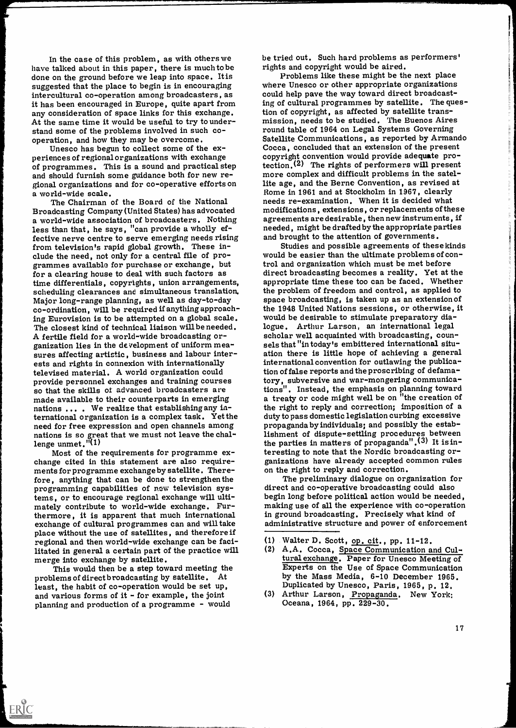In the case of this problem, as with others we have talked about in this paper, there is much to be done on the ground before we leap into space. It is suggested that the place to begin is in encouraging intercultural co-operation among broadcasters, as it has been encouraged in Europe, quite apart from any consideration of space links for this exchange. At the same time it would be useful to try to understand some of the problems involved in such co-operation, and how they may be overcome.

Unesco has begun to collect some of the experiences of regional organizations with exchange of programmes. This is a sound and practical step and should furnish some guidance both for new regional organizations and for co-operative efforts on a world-wide scale.

The Chairman of the Board of the National Broadcasting Company (United States) has advocated a world-wide association of broadcasters. Nothing less than that, he says, "can provide a wholly effective nerve centre to serve emerging needs rising from television's rapid global growth. These include the need, not only for a central file of programmes available for purchase or exchange, but for a clearing house to deal with such factors as time differentials, copyrights, union arrangements, scheduling clearances and simultaneous translation. Major long-range planning, as well as day-to-day co-ordination, will be required if anything approaching Eurovision is to be attempted on a global scale. The closest kind of technical liaison will be needed. A fertile field for a world-wide broadcasting organization lies in the development of uniform measures affecting artistic, business and labour interests and rights in connexion with internationally televised material. A world organization could provide personnel exchanges and training courses so that the skills of advanced broadcasters are made available to their counterparts in emerging nations ... . We realize that establishing any international organization is a complex task. Yet the need for free expression and open channels among nations is so great that we must not leave the challenge unmet."(1)

Most of the requirements for programme exchange cited in this statement are also requirements for programme exchange by satellite. Therefore, anything that can be done to strengthen the programming capabilities of new television systems, or to encourage regional exchange will ultimately contribute to world-wide exchange. Furthermore, it is apparent that much international exchange of cultural programmes can and will take place without the use of satellites, and therefore if regional and then world-wide exchange can be facilitated in general a certain part of the practice will merge into exchange by satellite.

This would then be a step toward meeting the problems of direct broadcasting by satellite. At least, the habit of co-operation would be set up, and various forms of it - for example, the joint planning and production of a programme - would be tried out. Such hard problems as performers' rights and copyright would be aired.

Problems like these might be the next place where Unesco or other appropriate organizations could help pave the way toward direct broadcasting of cultural programmes by satellite. The question of copyright, as affected by satellite transmission, needs to be studied. The Buenos Aires round table of 1964 on Legal Systems Governing Satellite Communications, as reported by Armando Cocca, concluded that an extension of the present copyright convention would provide adequate protection.(2) The rights of performers will present more complex and difficult problems in the satellite age, and the Berne Convention, as revised at Rome in 1961 and at Stockholm in 1967, clearly needs re-examination. When it is decided what modifications, extensions, or replacements of these agreements are desirable, then new instruments, if needed, might be drafted by the appropriate parties and brought to the attention of governments.

Studies and possible agreements of these kinds would be easier than the ultimate problems of control and organization which must be met before direct broadcasting becomes a reality. Yet at the appropriate time these too can be faced. Whether the problem of freedom and control, as applied to space broadcasting, is taken up as an extension of the 1948 United Nations sessions, or otherwise, it would be desirable to stimulate preparatory dialogue. Arthur Larson, an international legal scholar well acquainted with broadcasting, counsels that "in today's embittered international situation there is little hope of achieving a general international convention for outlawing the publication of false reports and the proscribing of defamatory, subversive and war-mongering communications". Instead, the emphasis on planning toward a treaty or code might well be on "the creation of the right to reply and correction; imposition of a duty to pass domestic legislation curbing excessive propaganda by individuals; and possibly the establishment of dispute-settling procedures between the parties in matters of propaganda".(3) It is interesting to note that the Nordic broadcasting organizations have already accepted common rules on the right to reply and correction.

The preliminary dialogue on organization for direct and co-operative broadcasting could also begin long before political action would be needed, making use of all the experience with co-operation in ground broadcasting. Precisely what kind of administrative structure and power of enforcement

---

(1) Walter D. Scott, op. cit., pp. 11-12.

(2) A.A. Cocca, Space Communication and Cultural exchange. Paper for Unesco Meeting of Experts on the Use of Space Communication by the Mass Media, 6-10 December 1965. Duplicated by Unesco, Paris, 1965, p. 12.

(3) Arthur Larson, Propaganda. New York: Oceana, 1964, pp. 229-30.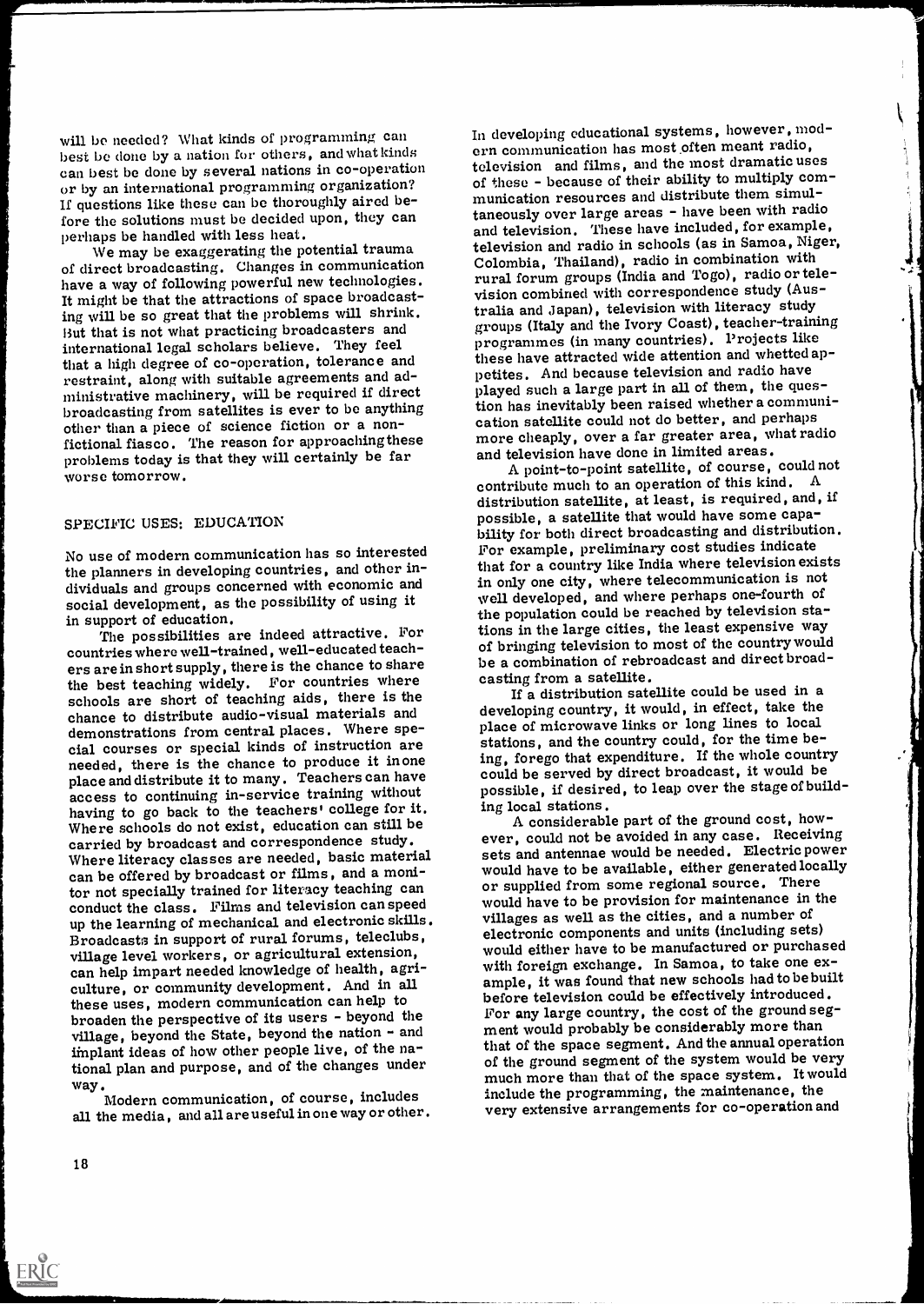will be needed? What kinds of programming can best be done by a nation for others, and what kinds can best be done by several nations in co-operation or by an international programming organization? If questions like these can be thoroughly aired before the solutions must be decided upon, they can perhaps be handled with less heat.

We may be exaggerating the potential trauma of direct broadcasting. Changes in communication have a way of following powerful new technologies. It might be that the attractions of space broadcasting will be so great that the problems will shrink. But that is not what practicing broadcasters and international legal scholars believe. They feel that a high degree of co-operation, tolerance and restraint, along with suitable agreements and administrative machinery, will be required if direct broadcasting from satellites is ever to be anything other than a piece of science fiction or a nonfictional fiasco. The reason for approaching these problems today is that they will certainly be far worse tomorrow.

## SPECIFIC USES: EDUCATION

No use of modern communication has so interested the planners in developing countries, and other individuals and groups concerned with economic and social development, as the possibility of using it in support of education.

The possibilities are indeed attractive. For countries where well-trained, well-educated teachers are in short supply, there is the chance to share the best teaching widely. For countries where schools are short of teaching aids, there is the chance to distribute audio-visual materials and demonstrations from central places. Where special courses or special kinds of instruction are needed, there is the chance to produce it in one place and distribute it to many. Teachers can have access to continuing in-service training without having to go back to the teachers' college for it. Where schools do not exist, education can still be carried by broadcast and correspondence study. Where literacy classes are needed, basic material can be offered by broadcast or films, and a monitor not specially trained for literacy teaching can conduct the class. Films and television can speed up the learning of mechanical and electronic skills. Broadcasts in support of rural forums, teleclubs, village level workers, or agricultural extension, can help impart needed knowledge of health, agriculture, or community development. And in all these uses, modern communication can help to broaden the perspective of its users - beyond the village, beyond the State, beyond the nation - and implant ideas of how other people live, of the national plan and purpose, and of the changes under way.

Modern communication, of course, includes all the media, and all are useful in one way or other. In developing educational systems, however, modern communication has most often meant radio, television and films, and the most dramatic uses of these - because of their ability to multiply communication resources and distribute them simultaneously over large areas - have been with radio and television. These have included, for example, television and radio in schools (as in Samoa, Niger, Colombia, Thailand), radio in combination with rural forum groups (India and Togo), radio or television combined with correspondence study (Australia and Japan), television with literacy study groups (Italy and the Ivory Coast), teacher-training programmes (in many countries). Projects like these have attracted wide attention and whetted appetites. And because television and radio have played such a large part in all of them, the question has inevitably been raised whether a communication satellite could not do better, and perhaps more cheaply, over a far greater area, what radio and television have done in limited areas.

A point-to-point satellite, of course, could not contribute much to an operation of this kind. A distribution satellite, at least, is required, and, if possible, a satellite that would have some capability for both direct broadcasting and distribution. For example, preliminary cost studies indicate that for a country like India where television exists in only one city, where telecommunication is not well developed, and where perhaps one-fourth of the population could be reached by television stations in the large cities, the least expensive way of bringing television to most of the country would be a combination of rebroadcast and direct broadcasting from a satellite.

If a distribution satellite could be used in a developing country, it would, in effect, take the place of microwave links or long lines to local stations, and the country could, for the time being, forego that expenditure. If the whole country could be served by direct broadcast, it would be possible, if desired, to leap over the stage of building local stations.

A considerable part of the ground cost, however, could not be avoided in any case. Receiving sets and antennae would be needed. Electric power would have to be available, either generated locally or supplied from some regional source. There would have to be provision for maintenance in the villages as well as the cities, and a number of electronic components and units (including sets) would either have to be manufactured or purchased with foreign exchange. In Samoa, to take one example, it was found that new schools had to be built before television could be effectively introduced. For any large country, the cost of the ground segment would probably be considerably more than that of the space segment. And the annual operation of the ground segment of the system would be very much more than that of the space system. It would include the programming, the maintenance, the very extensive arrangements for co-operation and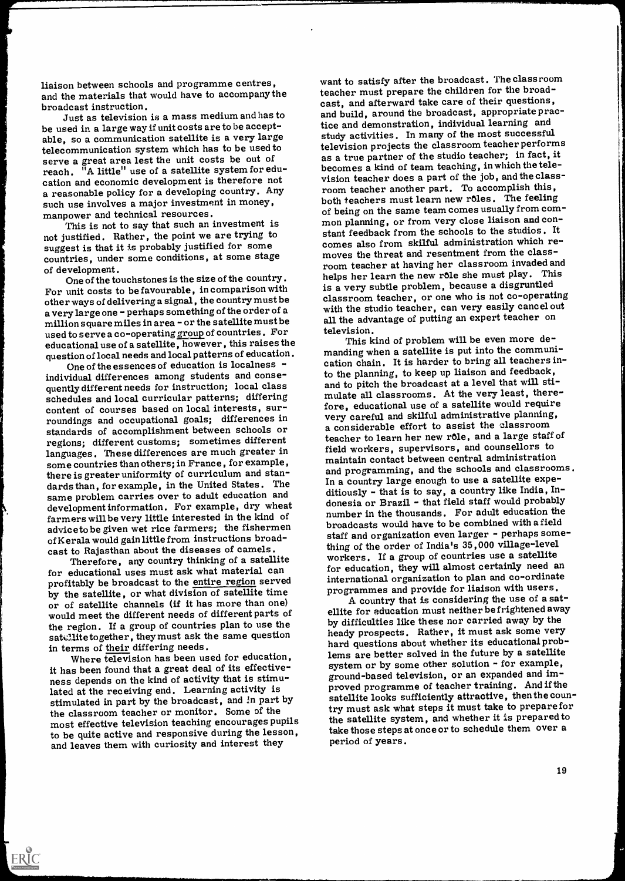liaison between schools and programme centres, and the materials that would have to accompany the broadcast instruction.

Just as television is a mass medium and has to be used in a large way if unit costs are to be acceptable, so a communication satellite is a very large telecommunication system which has to be used to serve a great area lest the unit costs be out of reach. "A little" use of a satellite system for education and economic development is therefore not a reasonable policy for a developing country. Any such use involves a major investment in money, manpower and technical resources.

This is not to say that such an investment is not justified. Rather, the point we are trying to suggest is that it is probably justified for some countries, under some conditions, at some stage of development.

One of the touchstones is the size of the country. For unit costs to be favourable, in comparison with other ways of delivering a signal, the country must be a very large one - perhaps something of the order of a million square miles in area - or the satellite must be used to serve a co-operating group of countries. For educational use of a satellite, however, this raises the question of local needs and local patterns of education.

One of the essences of education is localness - individual differences among students and consequently different needs for instruction; local class schedules and local curricular patterns; differing content of courses based on local interests, surroundings and occupational goals; differences in standards of accomplishment between schools or regions; different customs; sometimes different languages. These differences are much greater in some countries than others; in France, for example, there is greater uniformity of curriculum and standards than, for example, in the United States. The same problem carries over to adult education and development information. For example, dry wheat farmers will be very little interested in the kind of advice to be given wet rice farmers; the fishermen of Kerala would gain little from instructions broadcast to Rajasthan about the diseases of camels.

Therefore, any country thinking of a satellite for educational uses must ask what material can profitably be broadcast to the entire region served by the satellite, or what division of satellite time or of satellite channels (if it has more than one) would meet the different needs of different parts of the region. If a group of countries plan to use the satellite together, they must ask the same question in terms of their differing needs.

Where television has been used for education, it has been found that a great deal of its effectiveness depends on the kind of activity that is stimulated at the receiving end. Learning activity is stimulated in part by the broadcast, and in part by the classroom teacher or monitor. Some of the most effective television teaching encourages pupils to be quite active and responsive during the lesson, and leaves them with curiosity and interest they want to satisfy after the broadcast. The classroom teacher must prepare the children for the broadcast, and afterward take care of their questions, and build, around the broadcast, appropriate practice and demonstration, individual learning and study activities. In many of the most successful television projects the classroom teacher performs as a true partner of the studio teacher; in fact, it becomes a kind of team teaching, in which the television teacher does a part of the job, and the classroom teacher another part. To accomplish this, both teachers must learn new rôles. The feeling of being on the same team comes usually from common planning, or from very close liaison and constant feedback from the schools to the studios. It comes also from skilful administration which removes the threat and resentment from the classroom teacher at having her classroom invaded and helps her learn the new rôle she must play. This is a very subtle problem, because a disgruntled classroom teacher, or one who is not co-operating with the studio teacher, can very easily cancel out all the advantage of putting an expert teacher on television.

This kind of problem will be even more demanding when a satellite is put into the communication chain. It is harder to bring all teachers into the planning, to keep up liaison and feedback, and to pitch the broadcast at a level that will stimulate all classrooms. At the very least, therefore, educational use of a satellite would require very careful and skilful administrative planning, a considerable effort to assist the classroom teacher to learn her new rôle, and a large staff of field workers, supervisors, and counsellors to maintain contact between central administration and programming, and the schools and classrooms. In a country large enough to use a satellite expeditiously - that is to say, a country like India, Indonesia or Brazil - that field staff would probably number in the thousands. For adult education the broadcasts would have to be combined with a field staff and organization even larger - perhaps something of the order of India's 35,000 village-level workers. If a group of countries use a satellite for education, they will almost certainly need an international organization to plan and co-ordinate programmes and provide for liaison with users.

A country that is considering the use of a satellite for education must neither be frightened away by difficulties like these nor carried away by the heady prospects. Rather, it must ask some very hard questions about whether its educational problems are better solved in the future by a satellite system or by some other solution - for example, ground-based television, or an expanded and improved programme of teacher training. And if the satellite looks sufficiently attractive, then the country must ask what steps it must take to prepare for the satellite system, and whether it is prepared to take those steps at once or to schedule them over a period of years.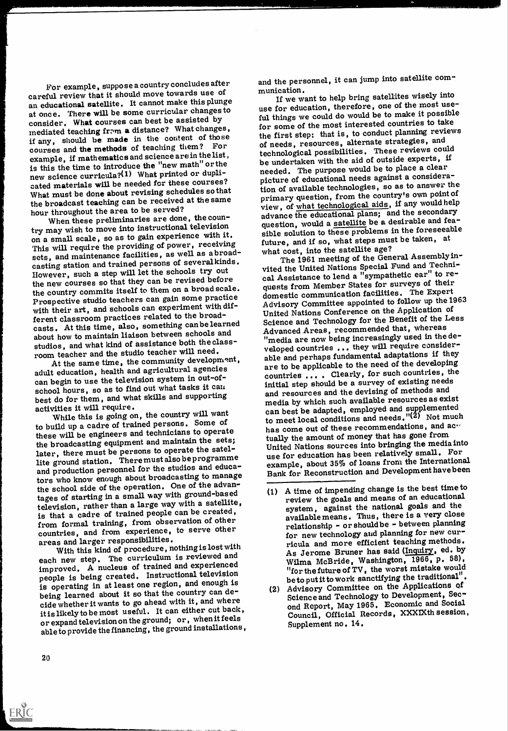For example, suppose a country concludes after careful review that it should move towards use of an educational satellite. It cannot make this plunge at once. There will be some curricular changes to consider. What courses can best be assisted by mediated teaching from a distance? What changes, if any, should be made in the content of those courses and the methods of teaching them? For example, if mathematics and science are in the list, is this the time to introduce the "new math" or the new science curricula?(1) What printed or duplicated materials will be needed for these courses? What must be done about revising schedules so that the broadcast teaching can be received at the same hour throughout the area to be served?

When these preliminaries are done, the country may wish to move into instructional television on a small scale, so as to gain experience with it. This will require the providing of power, receiving sets, and maintenance facilities, as well as a broadcasting station and trained persons of several kinds. However, such a step will let the schools try out the new courses so that they can be revised before the country commits itself to them on a broad scale. Prospective studio teachers can gain some practice with their art, and schools can experiment with different classroom practices related to the broadcasts. At this time, also, something can be learned about how to maintain liaison between schools and studios, and what kind of assistance both the classroom teacher and the studio teacher will need.

At the same time, the community development, adult education, health and agricultural agencies can begin to use the television system in out-of-school hours, so as to find out what tasks it can best do for them, and what skills and supporting activities it will require.

While this is going on, the country will want to build up a cadre of trained persons. Some of these will be engineers and technicians to operate the broadcasting equipment and maintain the sets; later, there must be persons to operate the satellite ground station. There must also be programme and production personnel for the studios and educators who know enough about broadcasting to manage the school side of the operation. One of the advantages of starting in a small way with ground-based television, rather than a large way with a satellite, is that a cadre of trained people can be created, from formal training, from observation of other countries, and from experience, to serve other areas and larger responsibilities.

With this kind of procedure, nothing is lost with each new step. The curriculum is reviewed and improved. A nucleus of trained and experienced people is being created. Instructional television is operating in at least one region, and enough is being learned about it so that the country can decide whether it wants to go ahead with it, and where it is likely to be most useful. It can either cut back, or expand television on the ground; or, when it feels able to provide the financing, the ground installations, and the personnel, it can jump into satellite communication.

If we want to help bring satellites wisely into use for education, therefore, one of the most useful things we could do would be to make it possible for some of the most interested countries to take the first step: that is, to conduct planning reviews of needs, resources, alternate strategies, and technological possibilities. These reviews could be undertaken with the aid of outside experts, if needed. The purpose would be to place a clear picture of educational needs against a consideration of available technologies, so as to answer the primary question, from the country's own point of view, of what technological aids, if any would help advance the educational plans; and the secondary question, would a satellite be a desirable and feasible solution to these problems in the foreseeable future, and if so, what steps must be taken, at what cost, into the satellite age?

The 1961 meeting of the General Assembly invited the United Nations Special Fund and Technical Assistance to lend a "sympathetic ear" to requests from Member States for surveys of their domestic communication facilities. The Expert Advisory Committee appointed to follow up the 1963 United Nations Conference on the Application of Science and Technology for the Benefit of the Less Advanced Areas, recommended that, whereas "media are now being increasingly used in the developed countries ... they will require considerable and perhaps fundamental adaptations if they are to be applicable to the need of the developing countries ... . Clearly, for such countries, the initial step should be a survey of existing needs and resources and the devising of methods and media by which such available resources as exist can best be adapted, employed and supplemented to meet local conditions and needs."(2) Not much has come out of these recommendations, and actually the amount of money that has gone from United Nations sources into bringing the media into use for education has been relatively small. For example, about 35% of loans from the International Bank for Reconstruction and Development have been

---

(1) A time of impending change is the best time to review the goals and means of an educational system, against the national goals and the available means. Thus, there is a very close relationship - or should be - between planning for new technology and planning for new curricula and more efficient teaching methods. As Jerome Bruner has said (Inquiry, ed. by Wilma McBride, Washington, 1966, p. 58), "for the future of TV, the worst mistake would be to put it to work sanctifying the traditional".

(2) Advisory Committee on the Applications of Science and Technology to Development, Second Report, May 1965. Economic and Social Council, Official Records, XXXIXth session, Supplement no. 14.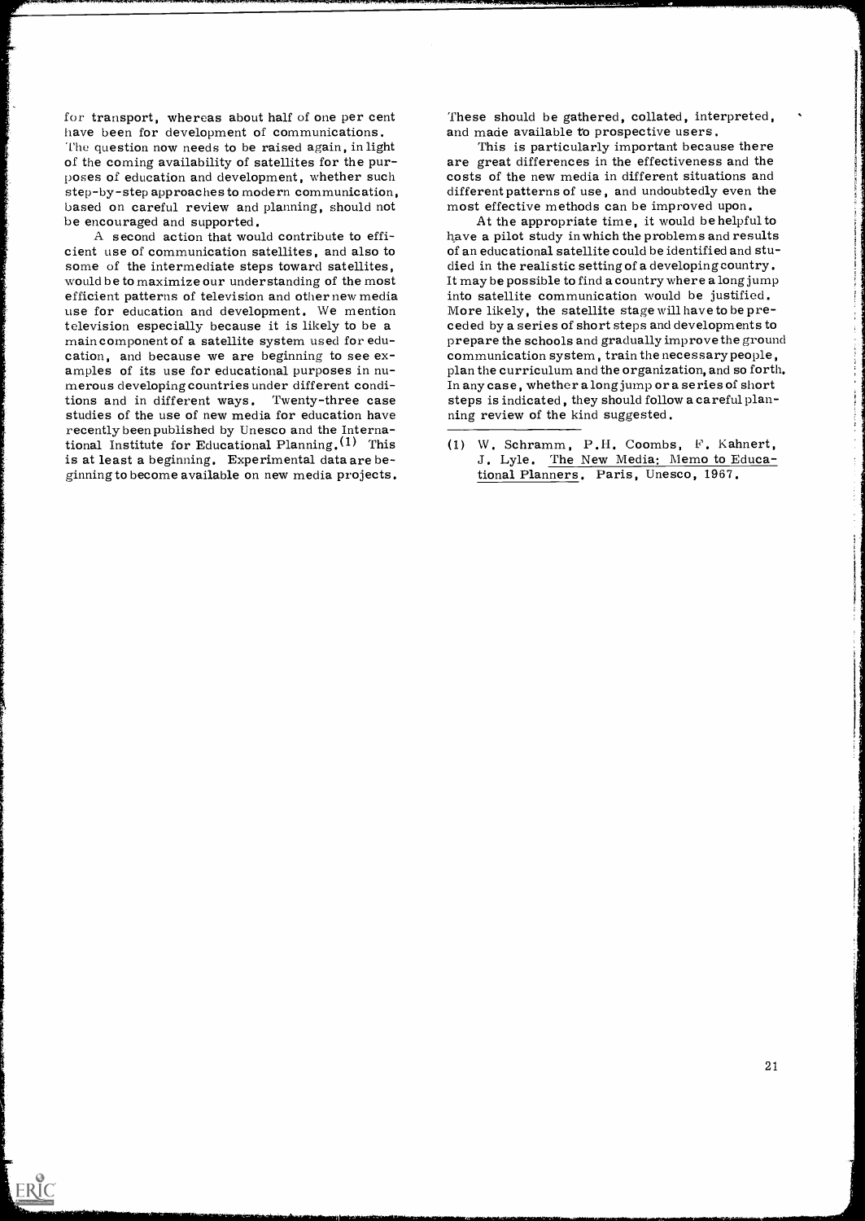for transport, whereas about half of one per cent have been for development of communications. The question now needs to be raised again, in light of the coming availability of satellites for the purposes of education and development, whether such step-by-step approaches to modern communication, based on careful review and planning, should not be encouraged and supported.

A second action that would contribute to efficient use of communication satellites, and also to some of the intermediate steps toward satellites, would be to maximize our understanding of the most efficient patterns of television and other new media use for education and development. We mention television especially because it is likely to be a main component of a satellite system used for education, and because we are beginning to see examples of its use for educational purposes in numerous developing countries under different conditions and in different ways. Twenty-three case studies of the use of new media for education have recently been published by Unesco and the International Institute for Educational Planning.[1] This is at least a beginning. Experimental data are beginning to become available on new media projects. These should be gathered, collated, interpreted, and made available to prospective users.

This is particularly important because there are great differences in the effectiveness and the costs of the new media in different situations and different patterns of use, and undoubtedly even the most effective methods can be improved upon.

At the appropriate time, it would be helpful to have a pilot study in which the problems and results of an educational satellite could be identified and studied in the realistic setting of a developing country. It may be possible to find a country where a long jump into satellite communication would be justified. More likely, the satellite stage will have to be preceded by a series of short steps and developments to prepare the schools and gradually improve the ground communication system, train the necessary people, plan the curriculum and the organization, and so forth. In any case, whether a long jump or a series of short steps is indicated, they should follow a careful planning review of the kind suggested.

---

(1) W. Schramm, P.H. Coombs, F. Kahnert, J. Lyle. The New Media: Memo to Educational Planners. Paris, Unesco, 1967.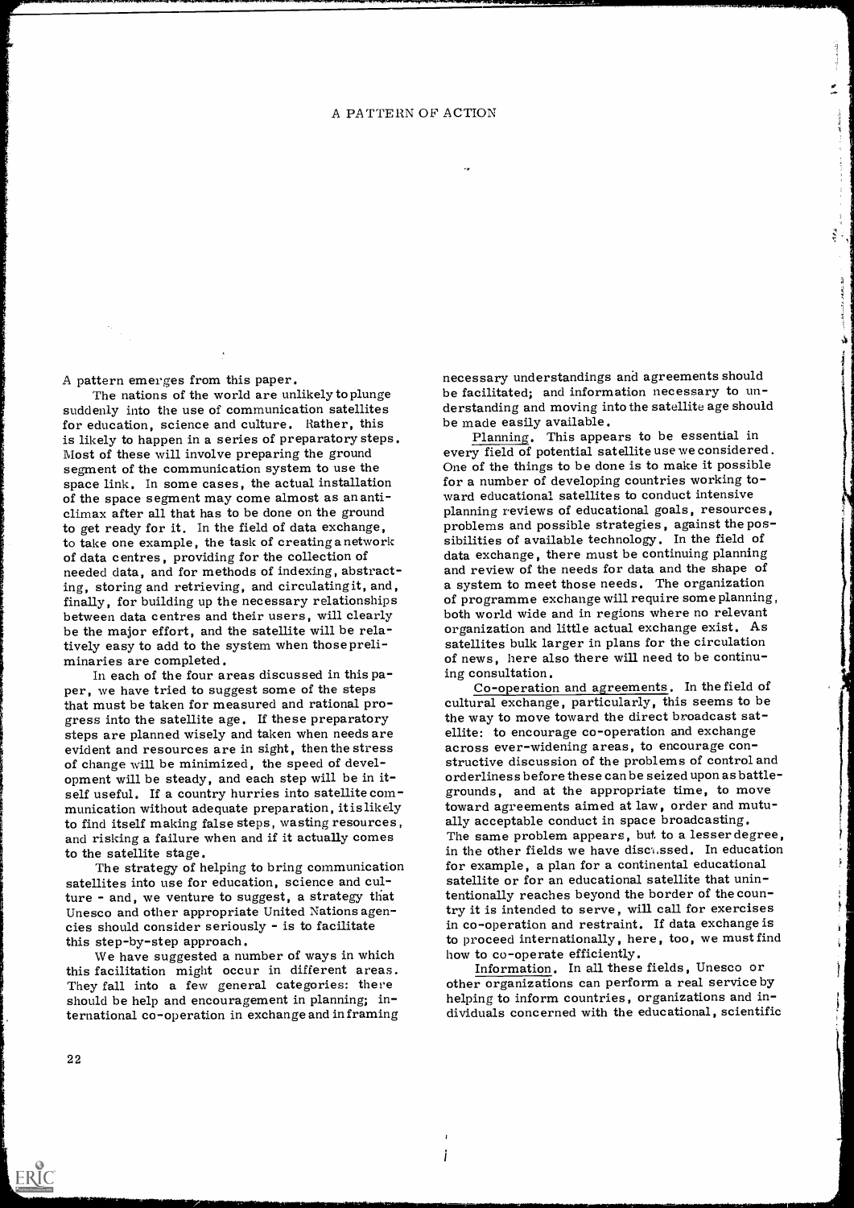# A PATTERN OF ACTION

A pattern emerges from this paper.

The nations of the world are unlikely to plunge suddenly into the use of communication satellites for education, science and culture. Rather, this is likely to happen in a series of preparatory steps. Most of these will involve preparing the ground segment of the communication system to use the space link. In some cases, the actual installation of the space segment may come almost as an anticlimax after all that has to be done on the ground to get ready for it. In the field of data exchange, to take one example, the task of creating a network of data centres, providing for the collection of needed data, and for methods of indexing, abstracting, storing and retrieving, and circulating it, and, finally, for building up the necessary relationships between data centres and their users, will clearly be the major effort, and the satellite will be relatively easy to add to the system when those preliminaries are completed.

In each of the four areas discussed in this paper, we have tried to suggest some of the steps that must be taken for measured and rational progress into the satellite age. If these preparatory steps are planned wisely and taken when needs are evident and resources are in sight, then the stress of change will be minimized, the speed of development will be steady, and each step will be in itself useful. If a country hurries into satellite communication without adequate preparation, it is likely to find itself making false steps, wasting resources, and risking a failure when and if it actually comes to the satellite stage.

The strategy of helping to bring communication satellites into use for education, science and culture - and, we venture to suggest, a strategy that Unesco and other appropriate United Nations agencies should consider seriously - is to facilitate this step-by-step approach.

We have suggested a number of ways in which this facilitation might occur in different areas. They fall into a few general categories: there should be help and encouragement in planning; international co-operation in exchange and in framing necessary understandings and agreements should be facilitated; and information necessary to understanding and moving into the satellite age should be made easily available.

Planning. This appears to be essential in every field of potential satellite use we considered. One of the things to be done is to make it possible for a number of developing countries working toward educational satellites to conduct intensive planning reviews of educational goals, resources, problems and possible strategies, against the possibilities of available technology. In the field of data exchange, there must be continuing planning and review of the needs for data and the shape of a system to meet those needs. The organization of programme exchange will require some planning, both world wide and in regions where no relevant organization and little actual exchange exist. As satellites bulk larger in plans for the circulation of news, here also there will need to be continuing consultation.

Co-operation and agreements. In the field of cultural exchange, particularly, this seems to be the way to move toward the direct broadcast satellite: to encourage co-operation and exchange across ever-widening areas, to encourage constructive discussion of the problems of control and orderliness before these can be seized upon as battlegrounds, and at the appropriate time, to move toward agreements aimed at law, order and mutually acceptable conduct in space broadcasting. The same problem appears, but to a lesser degree, in the other fields we have discussed. In education for example, a plan for a continental educational satellite or for an educational satellite that unintentionally reaches beyond the border of the country it is intended to serve, will call for exercises in co-operation and restraint. If data exchange is to proceed internationally, here, too, we must find how to co-operate efficiently.

Information. In all these fields, Unesco or other organizations can perform a real service by helping to inform countries, organizations and individuals concerned with the educational, scientific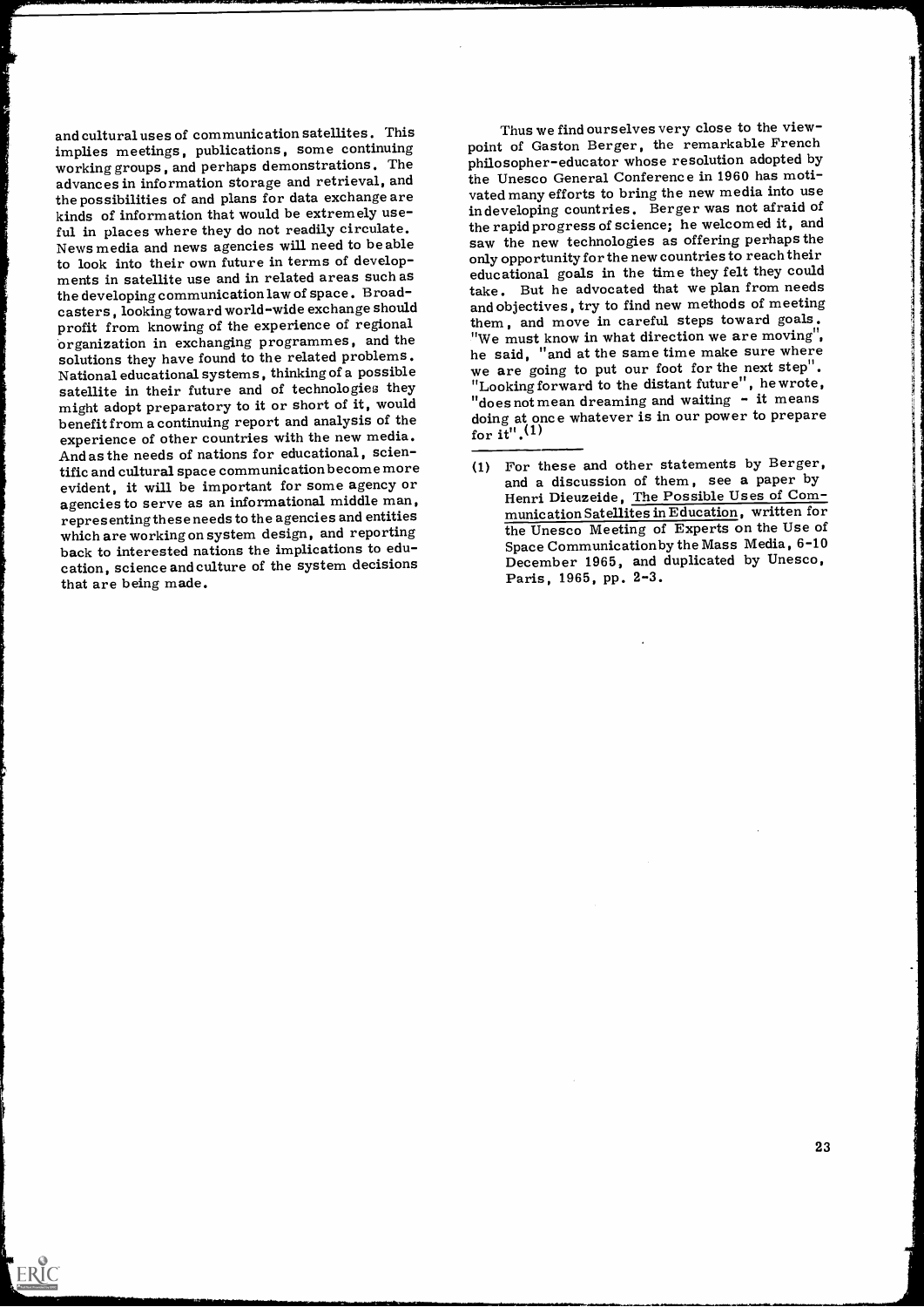and cultural uses of communication satellites. This implies meetings, publications, some continuing working groups, and perhaps demonstrations. The advances in information storage and retrieval, and the possibilities of and plans for data exchange are kinds of information that would be extremely useful in places where they do not readily circulate. News media and news agencies will need to be able to look into their own future in terms of developments in satellite use and in related areas such as the developing communication law of space. Broadcasters, looking toward world-wide exchange should profit from knowing of the experience of regional organization in exchanging programmes, and the solutions they have found to the related problems. National educational systems, thinking of a possible satellite in their future and of technologies they might adopt preparatory to it or short of it, would benefit from a continuing report and analysis of the experience of other countries with the new media. And as the needs of nations for educational, scientific and cultural space communication become more evident, it will be important for some agency or agencies to serve as an informational middle man, representing these needs to the agencies and entities which are working on system design, and reporting back to interested nations the implications to education, science and culture of the system decisions that are being made.

Thus we find ourselves very close to the viewpoint of Gaston Berger, the remarkable French philosopher-educator whose resolution adopted by the Unesco General Conference in 1960 has motivated many efforts to bring the new media into use in developing countries. Berger was not afraid of the rapid progress of science; he welcomed it, and saw the new technologies as offering perhaps the only opportunity for the new countries to reach their educational goals in the time they felt they could take. But he advocated that we plan from needs and objectives, try to find new methods of meeting them, and move in careful steps toward goals. "We must know in what direction we are moving", he said, "and at the same time make sure where we are going to put our foot for the next step". "Looking forward to the distant future", he wrote, "does not mean dreaming and waiting - it means doing at once whatever is in our power to prepare for it".[1]

---

(1) For these and other statements by Berger, and a discussion of them, see a paper by Henri Dieuzeide, The Possible Uses of Communication Satellites in Education, written for the Unesco Meeting of Experts on the Use of Space Communication by the Mass Media, 6-10 December 1965, and duplicated by Unesco, Paris, 1965, pp. 2-3.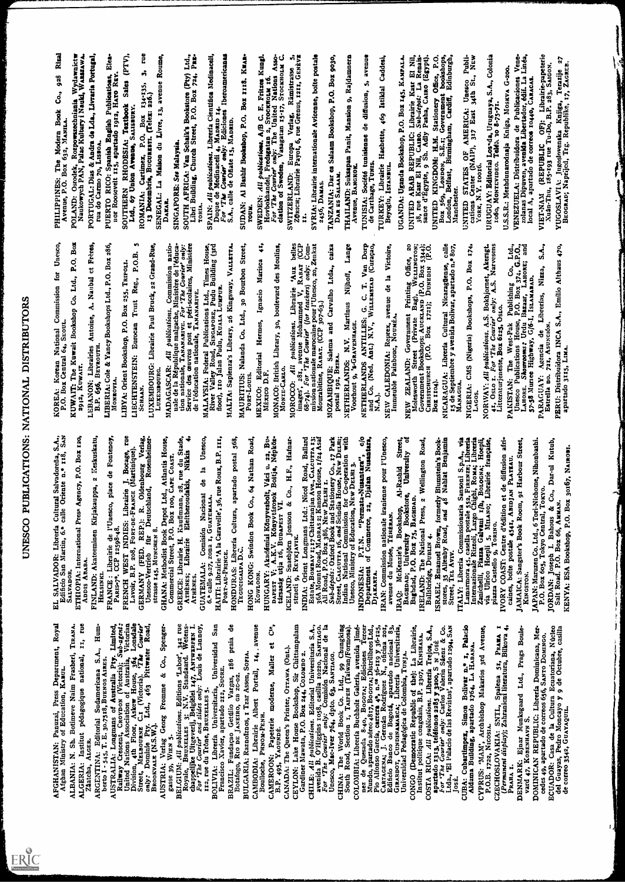# UNESCO PUBLICATIONS: NATIONAL DISTRIBUTORS

AFGHANISTAN: Panuzai, Press Department, Royal Afghan Ministry of Education, KABUL.

ALBANIA: N. Sh. Botimeve Naim Frasheri, TIRANA.

ALGERIA: Institut pédagogique national, 11, rue Zâatcha, ALGER.

ARGENTINA: Editorial Sudamericana S.A., Humberto I - 545, T. E. 30-7518, BUENOS AIRES.

AUSTRALIA: Longmans of Australia Pty. Limited, Railway Crescent, CROYDON (Victoria); *Sub-agent:* United Nations Association of Australia, Victorian Division, 4th Floor, Askew House, 364 Lonsdale Street, MELBOURNE C.1 (Victoria). *'The Courier' only:* Dominie Pty. Ltd., 463 Pittwater Road, BROOKVALE (N.S.W.).

AUSTRIA: Verlag Georg Fromme & Co., Spengergasse 39, WIEN 5.

BELGIUM: *All publications.* Editions 'Labor', 342 rue Royale, BRUXELLES 3; N.V. Standaard, Wetenschappelijke Uitgeverij, Belgiëlei 147, ANTWERPEN I. *For 'The Courier' and slides only:* Louis de Lannoy, 112, rue du Trône, BRUXELLES 5.

BOLIVIA: Librería Universitaria, Universidad San Francisco Xavier, apartado 212, SUCRE.

BRAZIL: Fundação Getúlio Vargas, 186 praia de Botafogo, RIO DE JANEIRO, GB ZC-02.

BULGARIA: Raznoïznos, 1 Tzar Assen, SOFIA.

CAMBODIA: Librairie Albert Portail, 14, avenue Boulloche, PHNOM-PENH.

CAMEROON: Papeterie moderne, Maller et Cie, B.P. 495, YAOUNDÉ.

CANADA: The Queen's Printer, OTTAWA (Ont.).

CEYLON: Lake House Bookshop, Sir Chittampalam Gardiner Mawata, P.O. Box 244, COLOMBO 2.

CHILE: *All publications.* Editorial Universitaria S.A., avenida B. O'Higgins 1058, casilla 10220, SANTIAGO. *For 'The Courier' only:* Comisión Nacional de la Unesco, Mac-Iver 764, dpto. 63, SANTIAGO.

CHINA: The World Book Co. Ltd., 99 Chungking South Road, Section 1, TAIPEH (Taiwan/Formosa).

COLOMBIA: Librería Buchholz Galería, avenida Jiménez de Quesada 8-40, BOGOTÁ; Ediciones Tercer Mundo, apartado aéreo 4817, BOGOTÁ; Distrilibros Ltda., Pio Alfonso García, carrera 4ª, n.os 36-119 y 36-125, CARTAGENA; J. Germán Rodríguez N., oficina 201, Edificio Banco de Bogotá, apartado nacional 83, GIRARDOT, CUNDINAMARCA; Librería Universitaria, Universidad Pedagógica de Colombia, TUNJA.

CONGO (Democratic Republic of the): La Librairie, Institut politique congolais, B.P. 2307, KINSHASA.

COSTA RICA: *All publications:* Librería Trejos, S.A., apartado 1313, teléfono 2285 y 3200, SAN JOSÉ. *For 'The Courier' only:* Carlos Valerín Sáenz & Co. Ltda., 'El Palacio de las Revistas', apartado 1294, SAN JOSÉ.

CUBA: Cubartimpex, Simon Bolivar n.º 1, Palacio Aldama Building, apartado 1764, LA HABANA.

CYPRUS: 'MAM', Archbishop Makarios 3rd Avenue, P.O.B. 1722, NICOSIA.

CZECHOSLOVAKIA: SNTL, Spalena 51, PRAHA 1 (*Permanent display*); Zahranicni literatura, Bilkova 4, PRAHA 1.

DENMARK: Ejnar Munksgaard Ltd., Prags Boulevard 47, KØBENHAVN S.

DOMINICAN REPUBLIC: Librería Dominicana, Mercedes 49, apartado de correos 656, SANTO DOMINGO.

ECUADOR: Casa de la Cultura Ecuatoriana, Núcleo del Guayas, Pedro Moncayo y 9 de Octubre, casilla de correo 3542, GUAYAQUIL.

EL SALVADOR: Librería Cultural Salvadoreña, S.A., Edificio San Martín, 6.ª calle Oriente n.º 118, SAN SALVADOR.

ETHIOPIA: International Press Agency, P.O. Box 120, ADDIS ABABA.

FINLAND: Akateeminen Kirjakauppa, 2 Keskuskatu, HELSINKI.

FRANCE: Librairie de l'Unesco, place de Fontenoy, PARIS-7e. CCP 12598-48.

FRENCH WEST INDIES: Librairie J. Bocage, rue Lavoir, B.P. 208, FORT-DE-FRANCE (Martinique).

GERMANY (FED. REP.): R. Oldenbourg Verlag, Unesco-Vertrieb für Deutschland, Rosenheimerstrasse 145, MÜNCHEN 8.

GHANA: Methodist Book Depot Ltd., Atlantis House, Commercial Street, P.O. Box 100, CAPE COAST.

GREECE: Librairie H. Kauffmann, 28, rue du Stade, ATHÈNES; Librairie Eleftheroudakis, Nikkis 4, ATHÈNES.

GUATEMALA: Comisión Nacional de la Unesco, 6.ª calle 9-27, zona 1, GUATEMALA.

HAITI: Librairie 'A la Caravelle', 36, rue Roux, B.P. 111, PORT-AU-PRINCE.

HONDURAS: Librería Cultura, apartado postal 568, TEGUCIGALPA D.C.

HONG KONG: Swindon Book Co., 64 Nathan Road, KOWLOON.

HUNGARY: Akadémiai Könyvesbolt, Váci u. 22, BUDAPEST V; A.K.V. Könyvtárosok Boltja, Népköztársaság utja 16, BUDAPEST VI.

ICELAND: Snaebjörn Jonsson & Co., H.F., Hafnarstraeti 9, REYKJAVIK.

INDIA: Orient Longmans Ltd.: Nicol Road, Ballard Estate, BOMBAY 1; 17 Chittaranjan Ave., CALCUTTA 13; 36A Mount Road, MADRAS 2; Kanson House, 1/24 Asaf Ali Road, P.O. Box 386, NEW DELHI 1. *Sub-depots:* Oxford Book and Stationery Co., 17 Park Street, CALCUTTA 16, and Scindia House, NEW DELHI; Indian National Commission for Co-operation with Unesco, Ministry of Education, NEW DELHI 3.

INDONESIA: P.T.N. 'Permata-Nusantara', c/o Department of Commerce, 22, Djalan Nusantara, DJAKARTA.

IRAN: Commission nationale iranienne pour l'Unesco, avenue du Musée, TÉHÉRAN.

IRAQ: McKenzie's Bookshop, Al-Rashid Street, BAGHDAD; University Bookstore, University of Baghdad, P.O. Box 75, BAGHDAD.

IRELAND: The National Press, 2 Wellington Road, Ballsbridge, DUBLIN 4.

ISRAEL: Emanuel Brown, formerly Blumstein's Bookstores, 35 Allenby Road, and 48 Nahlat Benjamin Street, TEL AVIV.

ITALY: Libreria Commissionaria Sansoni S.p.A., via Lamarmora 45, casella postale 552, FIRENZE; Libreria Internazionale Rizzoli, Largo Chigi, ROMA; Libreria Zanichelli, Piazza Galvani 1/h, BOLOGNA; Hoepli, via Ulrico Hoepli 5, MILANO; Librairie française, piazza Castello 9, TORINO.

IVORY COAST: Centre d'édition et de diffusion africaines, boîte postale 4541, ABIDJAN PLATEAU.

JAMAICA: Sangster's Book Room, 91 Harbour Street, KINGSTON.

JAPAN: Maruzen Co. Ltd., 6 Tori-Nichome, Nihonbashi, P.O. Box 605, Tokyo Central, TOKYO.

JORDAN: Joseph I. Bahous & Co., Dar-ul Kutub, Salt Road, P.O. Box 66, AMMAN.

KENYA: ESA Bookshop, P.O. Box 30167, NAIROBI.

KOREA: Korean National Commission for Unesco, P.O. Box Central 64, SEOUL.

KUWAIT: The Kuwait Bookshop Co. Ltd., P.O. Box 2942, KUWAIT.

LEBANON: Librairies Antoine, A. Naufal et Frères, B.P. 656, BEYROUTH.

LIBERIA: Cole & Yancy Bookshops Ltd., P.O. Box 286, MONROVIA.

LIBYA: Orient Bookshop, P.O. Box 255, TRIPOLI.

LIECHTENSTEIN: Eurocan Trust Reg., P.O.B. 5 SCHAAN.

LUXEMBOURG: Librairie Paul Bruck, 22 Grand-Rue, LUXEMBOURG.

MADAGASCAR: *All publications.* Commission nationale de la République malgache, Ministère de l'Éducation nationale, TANANARIVE. *For 'The Courier' only:* Service des œuvres post et péri-scolaires, Ministère de l'éducation nationale, TANANARIVE.

MALAYSIA: Federal Publications Ltd., Times House, River Valley Road, SINGAPORE; Pudu Building (3rd floor), 110 Jalan Pudu, KUALA LUMPUR.

MALTA: Sapienza's Library, 26 Kingsway, VALLETTA.

MAURITIUS: Nalanda Co. Ltd., 30 Bourbon Street, PORT-LOUIS.

MEXICO: Editorial Hermes, Ignacio Mariscal 41, MÉXICO D.F.

MONACO: British Library, 30, boulevard des Moulins, MONTE-CARLO.

MOROCCO: *All publications.* Librairie 'Aux belles images', 281, avenue Mohammed V, RABAT (CCP 68-74). *For 'The Courier' (for teachers) only:* Commission nationale marocaine pour l'Unesco, 20, Zenkat Mourabitine, RABAT. (CCP 307-63.)

MOZAMBIQUE: Salema and Carvalho Ltda., caixa postal 192, BEIRA.

NETHERLANDS: N.V. Martinus Nijhoff, Lange Voorhout 9, 's-GRAVENHAGE.

NETHERLANDS ANTILLES: G. C. T. Van Dorp and Co. (Ned. Ant.) N.V., WILLEMSTAD (Curaçao, N.A.).

NEW CALEDONIA: Reprex, avenue de la Victoire, Immeuble Painbouc, NOUMÉA.

NEW ZEALAND: Government Printing Office, 20 Molesworth Street (Private Bag), WELLINGTON; Government Bookshops: AUCKLAND (P.O. Box 5344); CHRISTCHURCH (P.O. Box 1721); DUNEDIN (P.O. Box 1104).

NICARAGUA: Librería Cultural Nicaragüense, calle 15 de Septiembre y avenida Bolívar, apartado n.º 807, MANAGUA.

NIGERIA: CMS (Nigeria) Bookshops, P.O. Box 174, LAGOS.

NORWAY: *All publications:* A.S. Bokhjørnet, Akersgt. 41, OSLO 1. *For 'The Courier' only:* A.S. Narvesens Litteraturtjeneste, Box 6125, OSLO.

PAKISTAN: The West-Pak Publishing Co. Ltd., Unesco Publications House, P.O. Box 374, G.P.O., LAHORE. *Showrooms:* Urdu Bazaar, LAHORE; and 57-58 Murree Highway, G/6-1, ISLAMABAD.

PARAGUAY: Agencia de Librerías Nizza, S.A., Estrella no. 721, ASUNCIÓN.

PERU: Distribuidora INCA S.A., Emilio Althaus 470, apartado 3115, LIMA.

PHILIPPINES: The Modern Book Co., 928 Rizal Avenue, P.O. Box 632, MANILA.

POLAND: Osrodek Rozpowszechniania Wydawnictw Naukowych PAN, Palac Kultury i Nauki, WARSZAWA.

PORTUGAL: Dias & Andrade Lda., Livraria Portugal, rua do Carmo 70, LISBOA.

PUERTO RICO: Spanish English Publications, Eleanor Roosevelt 115, apartado 1912, HATO REY.

SOUTHERN RHODESIA: Textbook Sales (PVT), Ltd., 67 Union Avenue, SALISBURY.

ROMANIA: Cartimex, P.O. Box 134-135, 3, rue 13 Decembrie, BUCUREȘTI. (Telex: 226.)

SENEGAL: La Maison du Livre, 13, avenue Roume, DAKAR.

SINGAPORE: *See Malaysia.*

SOUTH AFRICA: Van Schaik's Bookstore (Pty) Ltd., Libri Building, Church Street, P.O. Box 724, PRETORIA.

SPAIN: *All publications.* Librería Científica Medinaceli, Duque de Medinaceli 4, MADRID 14. *For 'The Courier' only:* Ediciones Iberoamericanas S.A., calle de Oñate 15, MADRID.

SUDAN: Al Bashir Bookshop, P.O. Box 1118, KHARTOUM.

SWEDEN: *All publications.* A/B C. E. Fritzes Kungl. Hovbokhandel, Fredsgatan 2, STOCKHOLM 16. *For 'The Courier' only:* The United Nations Association of Sweden, Vasagatan 15-17, STOCKHOLM C.

SWITZERLAND: Europa Verlag, Rämistrasse 5, ZÜRICH; Librairie Payot, 6, rue Grenus, 1211, GENÈVE 11.

SYRIA: Librairie internationale Avicenne, boîte postale 2456, DAMAS.

TANZANIA: Dar es Salaam Bookshop, P.O. Box 9030, DAR ES SALAAM.

THAILAND: Suksapan Panit, Mansion 9, Rajdamnern Avenue, BANGKOK.

TUNISIA: Société tunisienne de diffusion, 5, avenue de Carthage, TUNIS.

TURKEY: Librairie Hachette, 469 Istiklal Caddesi, Beyoglu, ISTANBUL.

UGANDA: Uganda Bookshop, P.O. Box 145, KAMPALA.

UNITED ARAB REPUBLIC: Librairie Kasr El Nil, 38, rue Kasr El Nil, CAIRO. *Sub-depot:* La Renaissance d'Égypte, 9 Sh. Adly Pasha, CAIRO (Egypt).

UNITED KINGDOM: H.M. Stationery Office, P.O. Box 569, LONDON, S.E.1; Government bookshops: London, Belfast, Birmingham, Cardiff, Edinburgh, Manchester.

UNITED STATES OF AMERICA: Unesco Publications Center (NAIP), 317 East 34th St., NEW YORK, N.Y. 10016.

URUGUAY: Editorial Losada, Uruguaya, S.A., Colonia 1060, MONTEVIDEO. Teléf. 10 8-75-71.

U.S.S.R.: Mezhdunarodnaja Kniga, MOSKVA G-200.

VENEZUELA: Distribuidora de Publicaciones Venezolanas Dipuven, avenida Libertador, édif. La Linda, local A, apartado de correos 10440, CARACAS.

VIET-NAM (REPUBLIC OF): Librairie-papeterie Xuân-Thu, 185-193 rue Tu-Do, B.P. 283, SAIGON.

YUGOSLAVIA: Jugoslovenska Knjiga, Terazije 27 BEOGRAD; Naprijed, Trg. Republike, 17, ZAGREB.